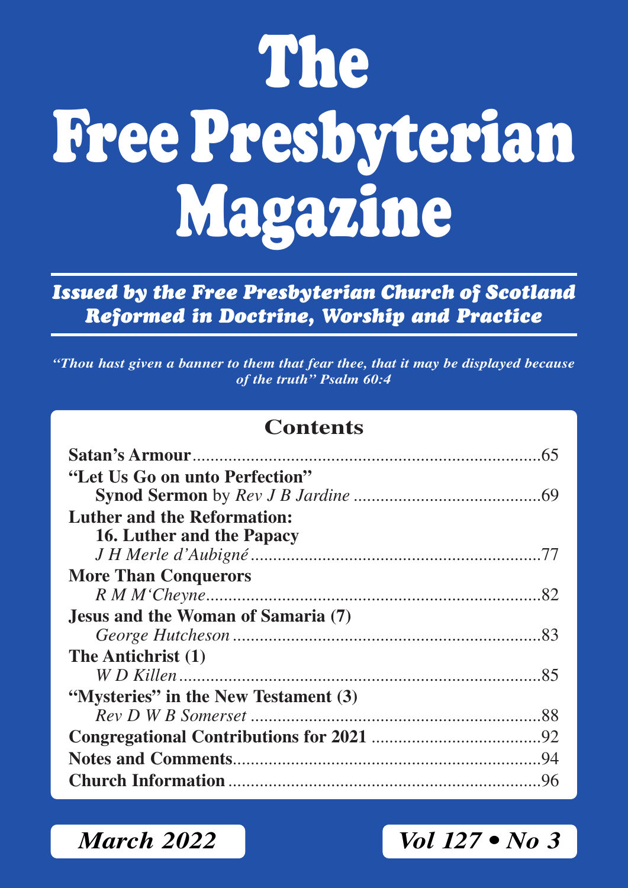# The Free Presbyterian Magazine

***Issued by the Free Presbyterian Church of Scotland***
***Reformed in Doctrine, Worship and Practice***

*"Thou hast given a banner to them that fear thee, that it may be displayed because of the truth" Psalm 60:4*

## Contents

**Satan's Armour**..........65

**"Let Us Go on unto Perfection"**
**Synod Sermon** by *Rev J B Jardine*..........69

**Luther and the Reformation:**
**16. Luther and the Papacy**
*J H Merle d'Aubigné*..........77

**More Than Conquerors**
*R M M'Cheyne*..........82

**Jesus and the Woman of Samaria (7)**
*George Hutcheson*..........83

**The Antichrist (1)**
*W D Killen*..........85

**"Mysteries" in the New Testament (3)**
*Rev D W B Somerset*..........88

**Congregational Contributions for 2021**..........92

**Notes and Comments**..........94

**Church Information**..........96

*March 2022* *Vol 127 • No 3*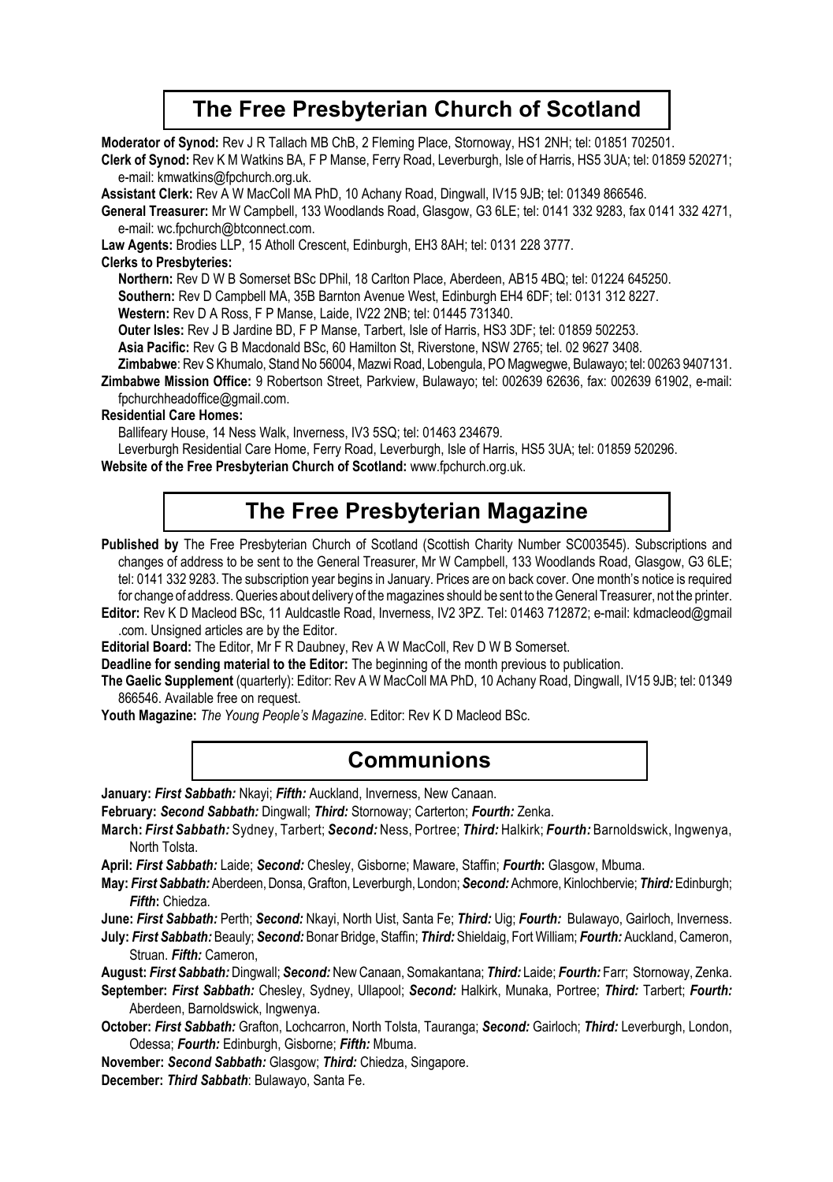# The Free Presbyterian Church of Scotland

**Moderator of Synod:** Rev J R Tallach MB ChB, 2 Fleming Place, Stornoway, HS1 2NH; tel: 01851 702501.

**Clerk of Synod:** Rev K M Watkins BA, F P Manse, Ferry Road, Leverburgh, Isle of Harris, HS5 3UA; tel: 01859 520271; e-mail: kmwatkins@fpchurch.org.uk.

**Assistant Clerk:** Rev A W MacColl MA PhD, 10 Achany Road, Dingwall, IV15 9JB; tel: 01349 866546.

**General Treasurer:** Mr W Campbell, 133 Woodlands Road, Glasgow, G3 6LE; tel: 0141 332 9283, fax 0141 332 4271, e-mail: wc.fpchurch@btconnect.com.

**Law Agents:** Brodies LLP, 15 Atholl Crescent, Edinburgh, EH3 8AH; tel: 0131 228 3777.

**Clerks to Presbyteries:**

**Northern:** Rev D W B Somerset BSc DPhil, 18 Carlton Place, Aberdeen, AB15 4BQ; tel: 01224 645250.

**Southern:** Rev D Campbell MA, 35B Barnton Avenue West, Edinburgh EH4 6DF; tel: 0131 312 8227.

**Western:** Rev D A Ross, F P Manse, Laide, IV22 2NB; tel: 01445 731340.

**Outer Isles:** Rev J B Jardine BD, F P Manse, Tarbert, Isle of Harris, HS3 3DF; tel: 01859 502253.

**Asia Pacific:** Rev G B Macdonald BSc, 60 Hamilton St, Riverstone, NSW 2765; tel. 02 9627 3408.

**Zimbabwe**: Rev S Khumalo, Stand No 56004, Mazwi Road, Lobengula, PO Magwegwe, Bulawayo; tel: 00263 9407131.

**Zimbabwe Mission Office:** 9 Robertson Street, Parkview, Bulawayo; tel: 002639 62636, fax: 002639 61902, e-mail: fpchurchheadoffice@gmail.com.

**Residential Care Homes:**

Ballifeary House, 14 Ness Walk, Inverness, IV3 5SQ; tel: 01463 234679.

Leverburgh Residential Care Home, Ferry Road, Leverburgh, Isle of Harris, HS5 3UA; tel: 01859 520296.

**Website of the Free Presbyterian Church of Scotland:** www.fpchurch.org.uk.

# The Free Presbyterian Magazine

**Published by** The Free Presbyterian Church of Scotland (Scottish Charity Number SC003545). Subscriptions and changes of address to be sent to the General Treasurer, Mr W Campbell, 133 Woodlands Road, Glasgow, G3 6LE; tel: 0141 332 9283. The subscription year begins in January. Prices are on back cover. One month's notice is required for change of address. Queries about delivery of the magazines should be sent to the General Treasurer, not the printer.

**Editor:** Rev K D Macleod BSc, 11 Auldcastle Road, Inverness, IV2 3PZ. Tel: 01463 712872; e-mail: kdmacleod@gmail.com. Unsigned articles are by the Editor.

**Editorial Board:** The Editor, Mr F R Daubney, Rev A W MacColl, Rev D W B Somerset.

**Deadline for sending material to the Editor:** The beginning of the month previous to publication.

**The Gaelic Supplement** (quarterly): Editor: Rev A W MacColl MA PhD, 10 Achany Road, Dingwall, IV15 9JB; tel: 01349 866546. Available free on request.

**Youth Magazine:** *The Young People's Magazine*. Editor: Rev K D Macleod BSc.

# Communions

**January:** ***First Sabbath:*** Nkayi; ***Fifth:*** Auckland, Inverness, New Canaan.

**February:** ***Second Sabbath:*** Dingwall; ***Third:*** Stornoway; Carterton; ***Fourth:*** Zenka.

**March:** ***First Sabbath:*** Sydney, Tarbert; ***Second:*** Ness, Portree; ***Third:*** Halkirk; ***Fourth:*** Barnoldswick, Ingwenya, North Tolsta.

**April:** ***First Sabbath:*** Laide; ***Second:*** Chesley, Gisborne; Maware, Staffin; ***Fourth*****:** Glasgow, Mbuma.

**May:** ***First Sabbath:*** Aberdeen, Donsa, Grafton, Leverburgh, London; ***Second:*** Achmore, Kinlochbervie; ***Third:*** Edinburgh; ***Fifth*****:** Chiedza.

**June:** ***First Sabbath:*** Perth; ***Second:*** Nkayi, North Uist, Santa Fe; ***Third:*** Uig; ***Fourth:*** Bulawayo, Gairloch, Inverness.

**July:** ***First Sabbath:*** Beauly; ***Second:*** Bonar Bridge, Staffin; ***Third:*** Shieldaig, Fort William; ***Fourth:*** Auckland, Cameron, Struan. ***Fifth:*** Cameron,

**August:** ***First Sabbath:*** Dingwall; ***Second:*** New Canaan, Somakantana; ***Third:*** Laide; ***Fourth:*** Farr; Stornoway, Zenka.

**September:** ***First Sabbath:*** Chesley, Sydney, Ullapool; ***Second:*** Halkirk, Munaka, Portree; ***Third:*** Tarbert; ***Fourth:*** Aberdeen, Barnoldswick, Ingwenya.

**October:** ***First Sabbath:*** Grafton, Lochcarron, North Tolsta, Tauranga; ***Second:*** Gairloch; ***Third:*** Leverburgh, London, Odessa; ***Fourth:*** Edinburgh, Gisborne; ***Fifth:*** Mbuma.

**November:** ***Second Sabbath:*** Glasgow; ***Third:*** Chiedza, Singapore.

**December:** ***Third Sabbath***: Bulawayo, Santa Fe.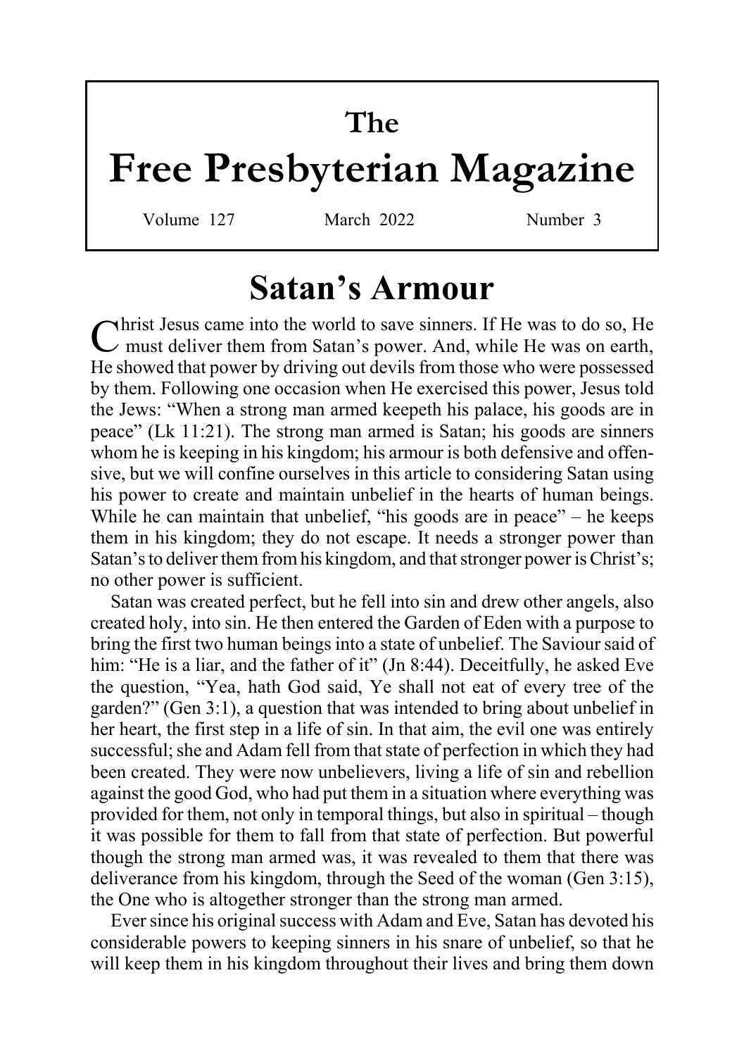# The Free Presbyterian Magazine

Volume 127 March 2022 Number 3

## Satan's Armour

Christ Jesus came into the world to save sinners. If He was to do so, He must deliver them from Satan's power. And, while He was on earth, He showed that power by driving out devils from those who were possessed by them. Following one occasion when He exercised this power, Jesus told the Jews: "When a strong man armed keepeth his palace, his goods are in peace" (Lk 11:21). The strong man armed is Satan; his goods are sinners whom he is keeping in his kingdom; his armour is both defensive and offensive, but we will confine ourselves in this article to considering Satan using his power to create and maintain unbelief in the hearts of human beings. While he can maintain that unbelief, "his goods are in peace" – he keeps them in his kingdom; they do not escape. It needs a stronger power than Satan's to deliver them from his kingdom, and that stronger power is Christ's; no other power is sufficient.

Satan was created perfect, but he fell into sin and drew other angels, also created holy, into sin. He then entered the Garden of Eden with a purpose to bring the first two human beings into a state of unbelief. The Saviour said of him: "He is a liar, and the father of it" (Jn 8:44). Deceitfully, he asked Eve the question, "Yea, hath God said, Ye shall not eat of every tree of the garden?" (Gen 3:1), a question that was intended to bring about unbelief in her heart, the first step in a life of sin. In that aim, the evil one was entirely successful; she and Adam fell from that state of perfection in which they had been created. They were now unbelievers, living a life of sin and rebellion against the good God, who had put them in a situation where everything was provided for them, not only in temporal things, but also in spiritual – though it was possible for them to fall from that state of perfection. But powerful though the strong man armed was, it was revealed to them that there was deliverance from his kingdom, through the Seed of the woman (Gen 3:15), the One who is altogether stronger than the strong man armed.

Ever since his original success with Adam and Eve, Satan has devoted his considerable powers to keeping sinners in his snare of unbelief, so that he will keep them in his kingdom throughout their lives and bring them down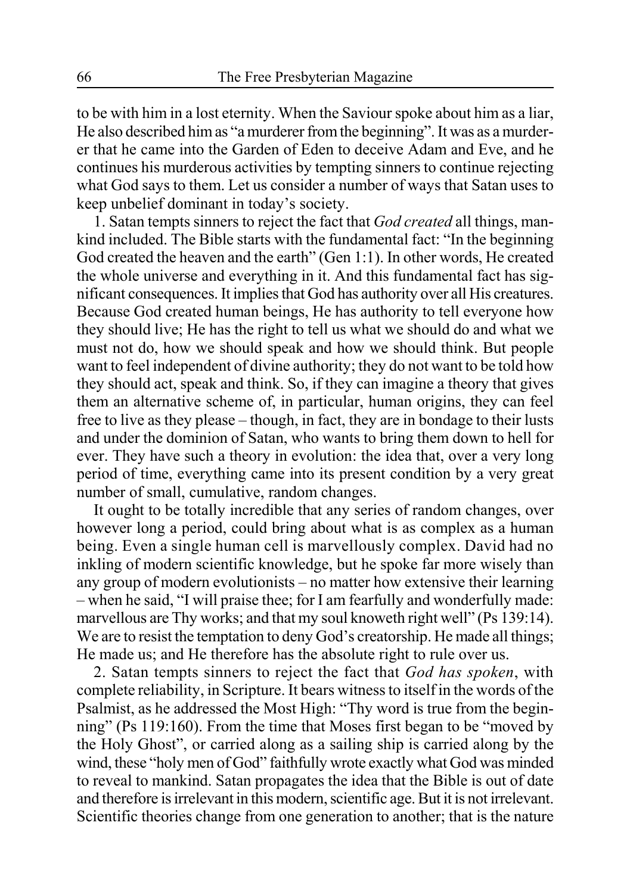to be with him in a lost eternity. When the Saviour spoke about him as a liar, He also described him as "a murderer from the beginning". It was as a murderer that he came into the Garden of Eden to deceive Adam and Eve, and he continues his murderous activities by tempting sinners to continue rejecting what God says to them. Let us consider a number of ways that Satan uses to keep unbelief dominant in today's society.

1. Satan tempts sinners to reject the fact that *God created* all things, mankind included. The Bible starts with the fundamental fact: "In the beginning God created the heaven and the earth" (Gen 1:1). In other words, He created the whole universe and everything in it. And this fundamental fact has significant consequences. It implies that God has authority over all His creatures. Because God created human beings, He has authority to tell everyone how they should live; He has the right to tell us what we should do and what we must not do, how we should speak and how we should think. But people want to feel independent of divine authority; they do not want to be told how they should act, speak and think. So, if they can imagine a theory that gives them an alternative scheme of, in particular, human origins, they can feel free to live as they please – though, in fact, they are in bondage to their lusts and under the dominion of Satan, who wants to bring them down to hell for ever. They have such a theory in evolution: the idea that, over a very long period of time, everything came into its present condition by a very great number of small, cumulative, random changes.

It ought to be totally incredible that any series of random changes, over however long a period, could bring about what is as complex as a human being. Even a single human cell is marvellously complex. David had no inkling of modern scientific knowledge, but he spoke far more wisely than any group of modern evolutionists – no matter how extensive their learning – when he said, "I will praise thee; for I am fearfully and wonderfully made: marvellous are Thy works; and that my soul knoweth right well" (Ps 139:14). We are to resist the temptation to deny God's creatorship. He made all things; He made us; and He therefore has the absolute right to rule over us.

2. Satan tempts sinners to reject the fact that *God has spoken*, with complete reliability, in Scripture. It bears witness to itself in the words of the Psalmist, as he addressed the Most High: "Thy word is true from the beginning" (Ps 119:160). From the time that Moses first began to be "moved by the Holy Ghost", or carried along as a sailing ship is carried along by the wind, these "holy men of God" faithfully wrote exactly what God was minded to reveal to mankind. Satan propagates the idea that the Bible is out of date and therefore is irrelevant in this modern, scientific age. But it is not irrelevant. Scientific theories change from one generation to another; that is the nature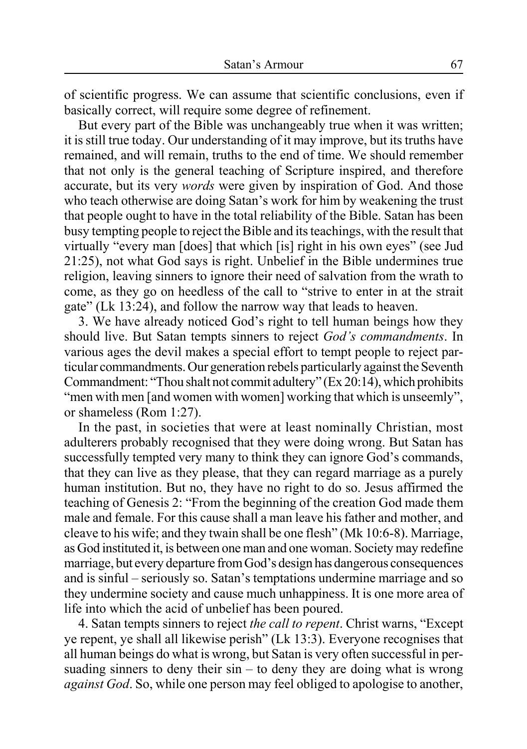of scientific progress. We can assume that scientific conclusions, even if basically correct, will require some degree of refinement.

But every part of the Bible was unchangeably true when it was written; it is still true today. Our understanding of it may improve, but its truths have remained, and will remain, truths to the end of time. We should remember that not only is the general teaching of Scripture inspired, and therefore accurate, but its very *words* were given by inspiration of God. And those who teach otherwise are doing Satan's work for him by weakening the trust that people ought to have in the total reliability of the Bible. Satan has been busy tempting people to reject the Bible and its teachings, with the result that virtually "every man [does] that which [is] right in his own eyes" (see Jud 21:25), not what God says is right. Unbelief in the Bible undermines true religion, leaving sinners to ignore their need of salvation from the wrath to come, as they go on heedless of the call to "strive to enter in at the strait gate" (Lk 13:24), and follow the narrow way that leads to heaven.

3. We have already noticed God's right to tell human beings how they should live. But Satan tempts sinners to reject *God's commandments*. In various ages the devil makes a special effort to tempt people to reject particular commandments. Our generation rebels particularly against the Seventh Commandment: "Thou shalt not commit adultery" (Ex 20:14), which prohibits "men with men [and women with women] working that which is unseemly", or shameless (Rom 1:27).

In the past, in societies that were at least nominally Christian, most adulterers probably recognised that they were doing wrong. But Satan has successfully tempted very many to think they can ignore God's commands, that they can live as they please, that they can regard marriage as a purely human institution. But no, they have no right to do so. Jesus affirmed the teaching of Genesis 2: "From the beginning of the creation God made them male and female. For this cause shall a man leave his father and mother, and cleave to his wife; and they twain shall be one flesh" (Mk 10:6-8). Marriage, as God instituted it, is between one man and one woman. Society may redefine marriage, but every departure from God's design has dangerous consequences and is sinful – seriously so. Satan's temptations undermine marriage and so they undermine society and cause much unhappiness. It is one more area of life into which the acid of unbelief has been poured.

4. Satan tempts sinners to reject *the call to repent*. Christ warns, "Except ye repent, ye shall all likewise perish" (Lk 13:3). Everyone recognises that all human beings do what is wrong, but Satan is very often successful in persuading sinners to deny their sin – to deny they are doing what is wrong *against God*. So, while one person may feel obliged to apologise to another,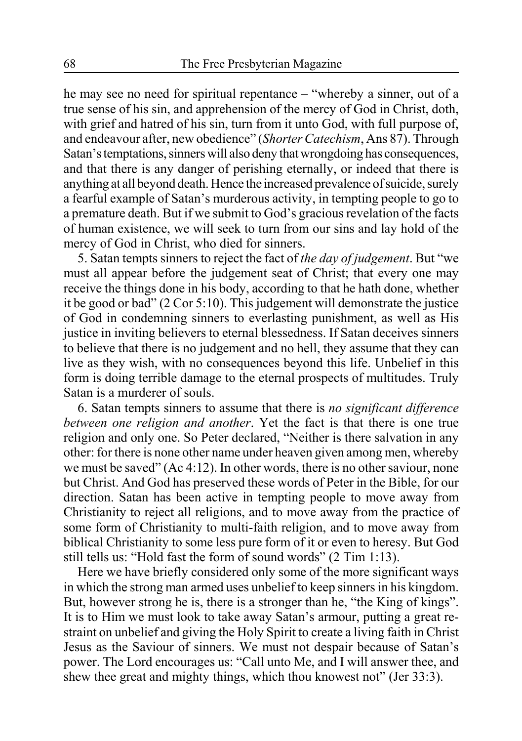he may see no need for spiritual repentance – "whereby a sinner, out of a true sense of his sin, and apprehension of the mercy of God in Christ, doth, with grief and hatred of his sin, turn from it unto God, with full purpose of, and endeavour after, new obedience" (*Shorter Catechism*, Ans 87). Through Satan's temptations, sinners will also deny that wrongdoing has consequences, and that there is any danger of perishing eternally, or indeed that there is anything at all beyond death. Hence the increased prevalence of suicide, surely a fearful example of Satan's murderous activity, in tempting people to go to a premature death. But if we submit to God's gracious revelation of the facts of human existence, we will seek to turn from our sins and lay hold of the mercy of God in Christ, who died for sinners.

5. Satan tempts sinners to reject the fact of *the day of judgement*. But "we must all appear before the judgement seat of Christ; that every one may receive the things done in his body, according to that he hath done, whether it be good or bad" (2 Cor 5:10). This judgement will demonstrate the justice of God in condemning sinners to everlasting punishment, as well as His justice in inviting believers to eternal blessedness. If Satan deceives sinners to believe that there is no judgement and no hell, they assume that they can live as they wish, with no consequences beyond this life. Unbelief in this form is doing terrible damage to the eternal prospects of multitudes. Truly Satan is a murderer of souls.

6. Satan tempts sinners to assume that there is *no significant difference between one religion and another*. Yet the fact is that there is one true religion and only one. So Peter declared, "Neither is there salvation in any other: for there is none other name under heaven given among men, whereby we must be saved" (Ac 4:12). In other words, there is no other saviour, none but Christ. And God has preserved these words of Peter in the Bible, for our direction. Satan has been active in tempting people to move away from Christianity to reject all religions, and to move away from the practice of some form of Christianity to multi-faith religion, and to move away from biblical Christianity to some less pure form of it or even to heresy. But God still tells us: "Hold fast the form of sound words" (2 Tim 1:13).

Here we have briefly considered only some of the more significant ways in which the strong man armed uses unbelief to keep sinners in his kingdom. But, however strong he is, there is a stronger than he, "the King of kings". It is to Him we must look to take away Satan's armour, putting a great restraint on unbelief and giving the Holy Spirit to create a living faith in Christ Jesus as the Saviour of sinners. We must not despair because of Satan's power. The Lord encourages us: "Call unto Me, and I will answer thee, and shew thee great and mighty things, which thou knowest not" (Jer 33:3).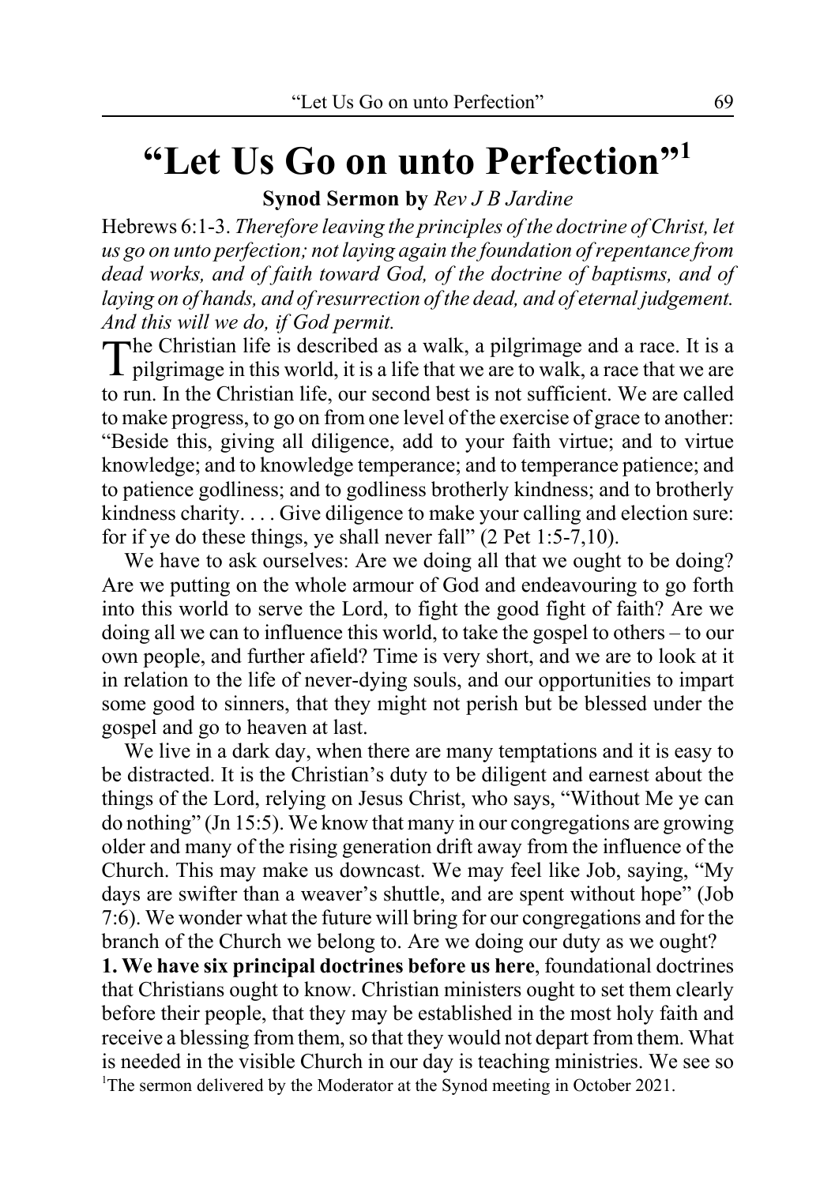# "Let Us Go on unto Perfection"[1]

**Synod Sermon by** *Rev J B Jardine*

Hebrews 6:1-3. *Therefore leaving the principles of the doctrine of Christ, let us go on unto perfection; not laying again the foundation of repentance from dead works, and of faith toward God, of the doctrine of baptisms, and of laying on of hands, and of resurrection of the dead, and of eternal judgement. And this will we do, if God permit.*

The Christian life is described as a walk, a pilgrimage and a race. It is a pilgrimage in this world, it is a life that we are to walk, a race that we are to run. In the Christian life, our second best is not sufficient. We are called to make progress, to go on from one level of the exercise of grace to another: "Beside this, giving all diligence, add to your faith virtue; and to virtue knowledge; and to knowledge temperance; and to temperance patience; and to patience godliness; and to godliness brotherly kindness; and to brotherly kindness charity. . . . Give diligence to make your calling and election sure: for if ye do these things, ye shall never fall" (2 Pet 1:5-7,10).

We have to ask ourselves: Are we doing all that we ought to be doing? Are we putting on the whole armour of God and endeavouring to go forth into this world to serve the Lord, to fight the good fight of faith? Are we doing all we can to influence this world, to take the gospel to others – to our own people, and further afield? Time is very short, and we are to look at it in relation to the life of never-dying souls, and our opportunities to impart some good to sinners, that they might not perish but be blessed under the gospel and go to heaven at last.

We live in a dark day, when there are many temptations and it is easy to be distracted. It is the Christian's duty to be diligent and earnest about the things of the Lord, relying on Jesus Christ, who says, "Without Me ye can do nothing" (Jn 15:5). We know that many in our congregations are growing older and many of the rising generation drift away from the influence of the Church. This may make us downcast. We may feel like Job, saying, "My days are swifter than a weaver's shuttle, and are spent without hope" (Job 7:6). We wonder what the future will bring for our congregations and for the branch of the Church we belong to. Are we doing our duty as we ought?

**1. We have six principal doctrines before us here**, foundational doctrines that Christians ought to know. Christian ministers ought to set them clearly before their people, that they may be established in the most holy faith and receive a blessing from them, so that they would not depart from them. What is needed in the visible Church in our day is teaching ministries. We see so

[1]The sermon delivered by the Moderator at the Synod meeting in October 2021.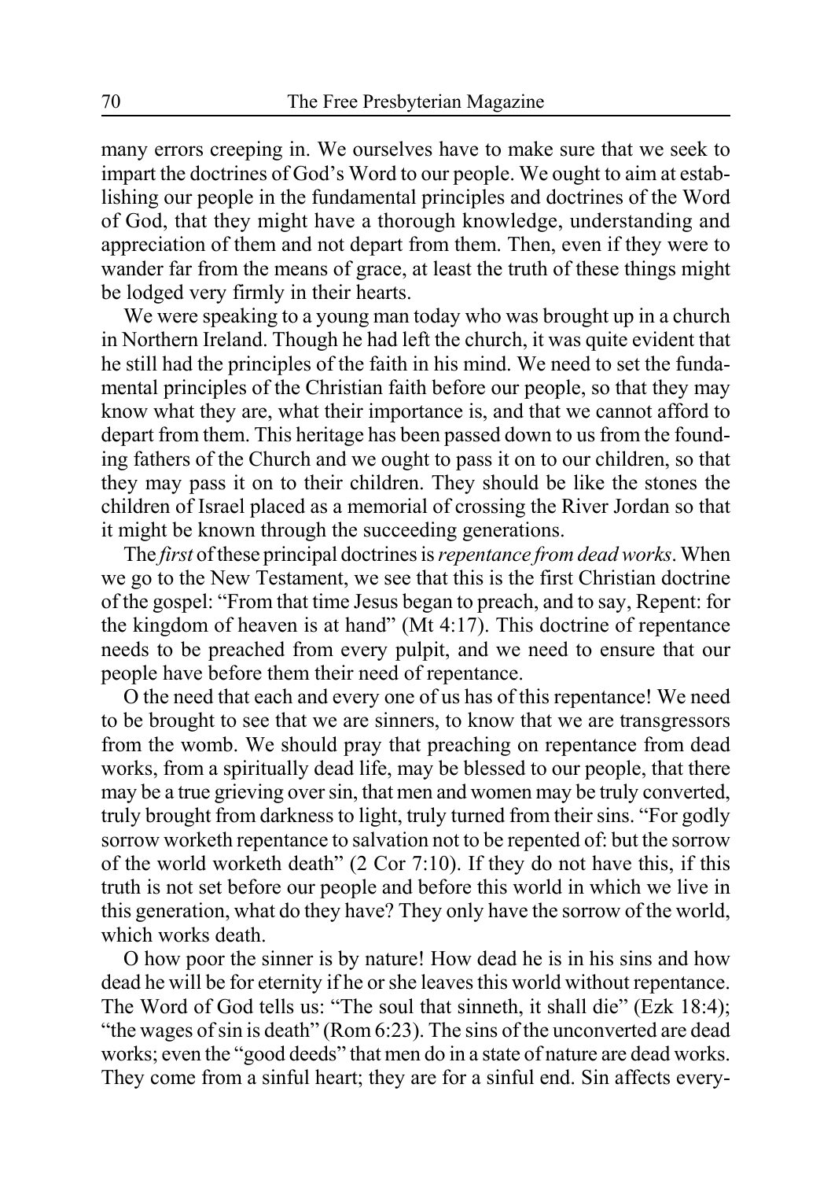many errors creeping in. We ourselves have to make sure that we seek to impart the doctrines of God's Word to our people. We ought to aim at establishing our people in the fundamental principles and doctrines of the Word of God, that they might have a thorough knowledge, understanding and appreciation of them and not depart from them. Then, even if they were to wander far from the means of grace, at least the truth of these things might be lodged very firmly in their hearts.

We were speaking to a young man today who was brought up in a church in Northern Ireland. Though he had left the church, it was quite evident that he still had the principles of the faith in his mind. We need to set the fundamental principles of the Christian faith before our people, so that they may know what they are, what their importance is, and that we cannot afford to depart from them. This heritage has been passed down to us from the founding fathers of the Church and we ought to pass it on to our children, so that they may pass it on to their children. They should be like the stones the children of Israel placed as a memorial of crossing the River Jordan so that it might be known through the succeeding generations.

The *first* of these principal doctrines is *repentance from dead works*. When we go to the New Testament, we see that this is the first Christian doctrine of the gospel: "From that time Jesus began to preach, and to say, Repent: for the kingdom of heaven is at hand" (Mt 4:17). This doctrine of repentance needs to be preached from every pulpit, and we need to ensure that our people have before them their need of repentance.

O the need that each and every one of us has of this repentance! We need to be brought to see that we are sinners, to know that we are transgressors from the womb. We should pray that preaching on repentance from dead works, from a spiritually dead life, may be blessed to our people, that there may be a true grieving over sin, that men and women may be truly converted, truly brought from darkness to light, truly turned from their sins. "For godly sorrow worketh repentance to salvation not to be repented of: but the sorrow of the world worketh death" (2 Cor 7:10). If they do not have this, if this truth is not set before our people and before this world in which we live in this generation, what do they have? They only have the sorrow of the world, which works death.

O how poor the sinner is by nature! How dead he is in his sins and how dead he will be for eternity if he or she leaves this world without repentance. The Word of God tells us: "The soul that sinneth, it shall die" (Ezk 18:4); "the wages of sin is death" (Rom 6:23). The sins of the unconverted are dead works; even the "good deeds" that men do in a state of nature are dead works. They come from a sinful heart; they are for a sinful end. Sin affects every-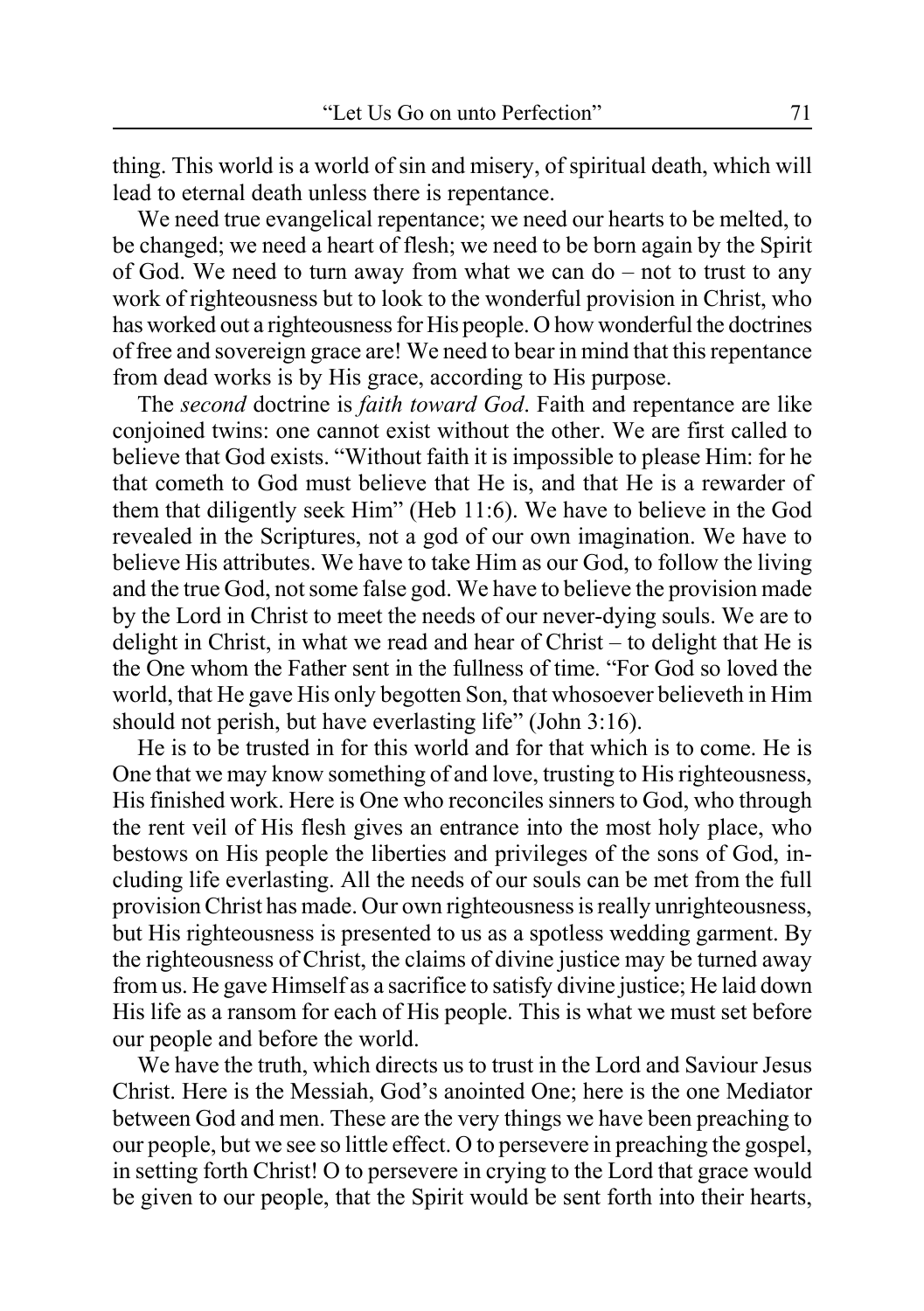thing. This world is a world of sin and misery, of spiritual death, which will lead to eternal death unless there is repentance.

We need true evangelical repentance; we need our hearts to be melted, to be changed; we need a heart of flesh; we need to be born again by the Spirit of God. We need to turn away from what we can do – not to trust to any work of righteousness but to look to the wonderful provision in Christ, who has worked out a righteousness for His people. O how wonderful the doctrines of free and sovereign grace are! We need to bear in mind that this repentance from dead works is by His grace, according to His purpose.

The *second* doctrine is *faith toward God*. Faith and repentance are like conjoined twins: one cannot exist without the other. We are first called to believe that God exists. "Without faith it is impossible to please Him: for he that cometh to God must believe that He is, and that He is a rewarder of them that diligently seek Him" (Heb 11:6). We have to believe in the God revealed in the Scriptures, not a god of our own imagination. We have to believe His attributes. We have to take Him as our God, to follow the living and the true God, not some false god. We have to believe the provision made by the Lord in Christ to meet the needs of our never-dying souls. We are to delight in Christ, in what we read and hear of Christ – to delight that He is the One whom the Father sent in the fullness of time. "For God so loved the world, that He gave His only begotten Son, that whosoever believeth in Him should not perish, but have everlasting life" (John 3:16).

He is to be trusted in for this world and for that which is to come. He is One that we may know something of and love, trusting to His righteousness, His finished work. Here is One who reconciles sinners to God, who through the rent veil of His flesh gives an entrance into the most holy place, who bestows on His people the liberties and privileges of the sons of God, including life everlasting. All the needs of our souls can be met from the full provision Christ has made. Our own righteousness is really unrighteousness, but His righteousness is presented to us as a spotless wedding garment. By the righteousness of Christ, the claims of divine justice may be turned away from us. He gave Himself as a sacrifice to satisfy divine justice; He laid down His life as a ransom for each of His people. This is what we must set before our people and before the world.

We have the truth, which directs us to trust in the Lord and Saviour Jesus Christ. Here is the Messiah, God's anointed One; here is the one Mediator between God and men. These are the very things we have been preaching to our people, but we see so little effect. O to persevere in preaching the gospel, in setting forth Christ! O to persevere in crying to the Lord that grace would be given to our people, that the Spirit would be sent forth into their hearts,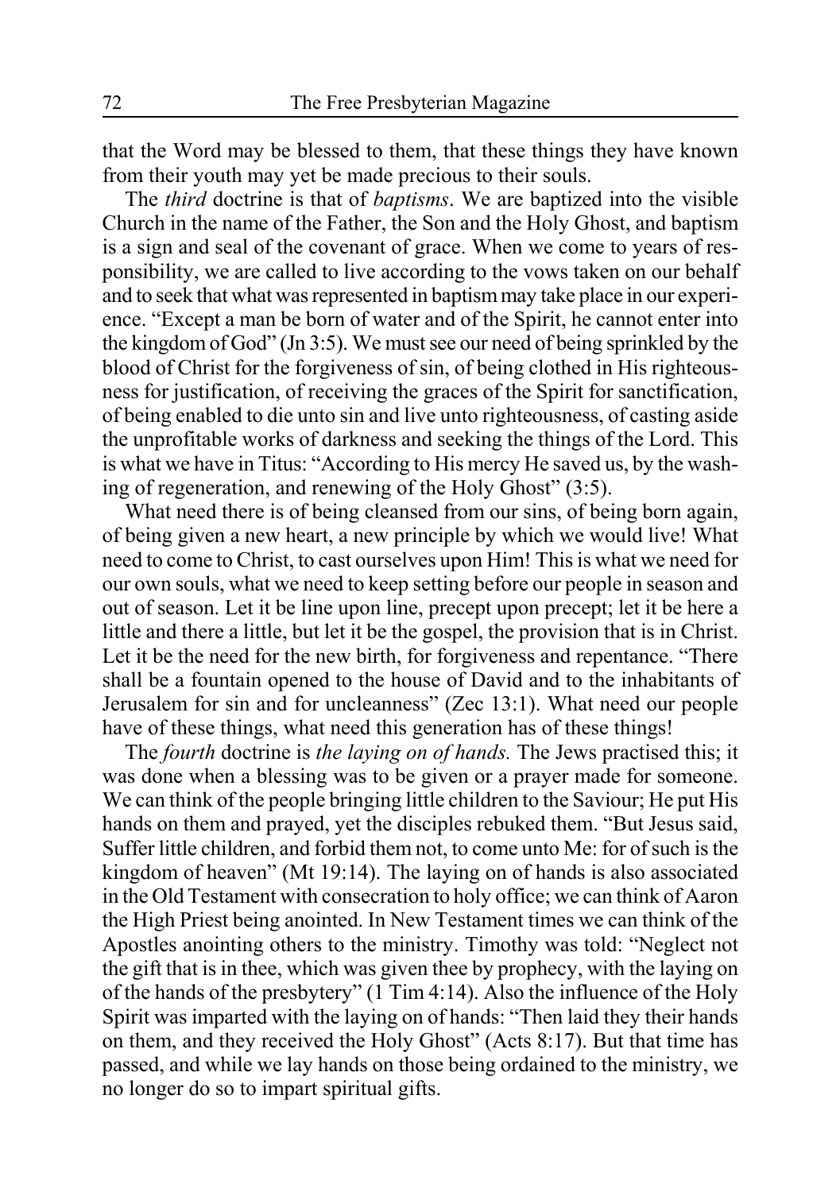that the Word may be blessed to them, that these things they have known from their youth may yet be made precious to their souls.

The *third* doctrine is that of *baptisms*. We are baptized into the visible Church in the name of the Father, the Son and the Holy Ghost, and baptism is a sign and seal of the covenant of grace. When we come to years of responsibility, we are called to live according to the vows taken on our behalf and to seek that what was represented in baptism may take place in our experience. "Except a man be born of water and of the Spirit, he cannot enter into the kingdom of God" (Jn 3:5). We must see our need of being sprinkled by the blood of Christ for the forgiveness of sin, of being clothed in His righteousness for justification, of receiving the graces of the Spirit for sanctification, of being enabled to die unto sin and live unto righteousness, of casting aside the unprofitable works of darkness and seeking the things of the Lord. This is what we have in Titus: "According to His mercy He saved us, by the washing of regeneration, and renewing of the Holy Ghost" (3:5).

What need there is of being cleansed from our sins, of being born again, of being given a new heart, a new principle by which we would live! What need to come to Christ, to cast ourselves upon Him! This is what we need for our own souls, what we need to keep setting before our people in season and out of season. Let it be line upon line, precept upon precept; let it be here a little and there a little, but let it be the gospel, the provision that is in Christ. Let it be the need for the new birth, for forgiveness and repentance. "There shall be a fountain opened to the house of David and to the inhabitants of Jerusalem for sin and for uncleanness" (Zec 13:1). What need our people have of these things, what need this generation has of these things!

The *fourth* doctrine is *the laying on of hands.* The Jews practised this; it was done when a blessing was to be given or a prayer made for someone. We can think of the people bringing little children to the Saviour; He put His hands on them and prayed, yet the disciples rebuked them. "But Jesus said, Suffer little children, and forbid them not, to come unto Me: for of such is the kingdom of heaven" (Mt 19:14). The laying on of hands is also associated in the Old Testament with consecration to holy office; we can think of Aaron the High Priest being anointed. In New Testament times we can think of the Apostles anointing others to the ministry. Timothy was told: "Neglect not the gift that is in thee, which was given thee by prophecy, with the laying on of the hands of the presbytery" (1 Tim 4:14). Also the influence of the Holy Spirit was imparted with the laying on of hands: "Then laid they their hands on them, and they received the Holy Ghost" (Acts 8:17). But that time has passed, and while we lay hands on those being ordained to the ministry, we no longer do so to impart spiritual gifts.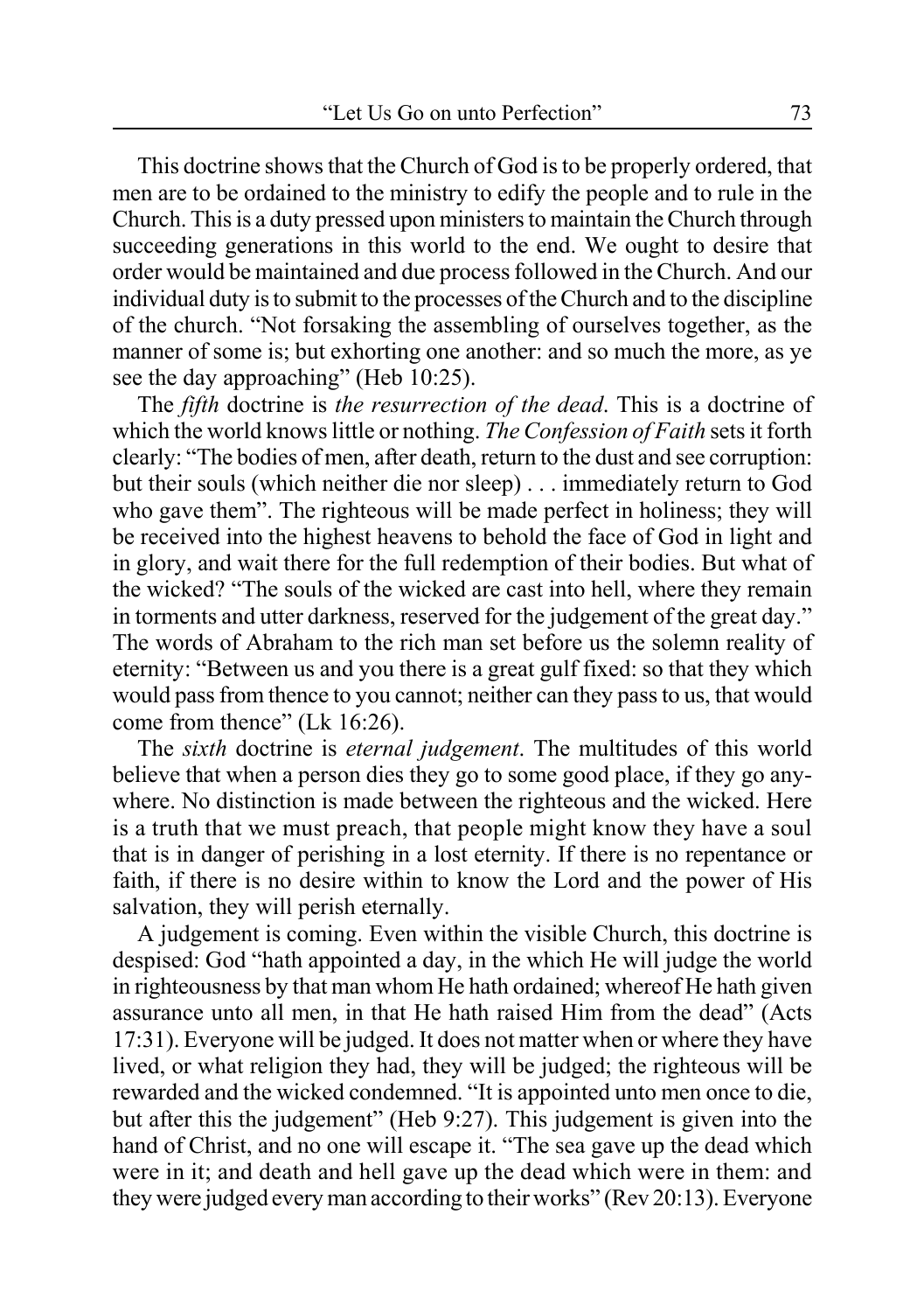This doctrine shows that the Church of God is to be properly ordered, that men are to be ordained to the ministry to edify the people and to rule in the Church. This is a duty pressed upon ministers to maintain the Church through succeeding generations in this world to the end. We ought to desire that order would be maintained and due process followed in the Church. And our individual duty is to submit to the processes of the Church and to the discipline of the church. "Not forsaking the assembling of ourselves together, as the manner of some is; but exhorting one another: and so much the more, as ye see the day approaching" (Heb 10:25).

The *fifth* doctrine is *the resurrection of the dead*. This is a doctrine of which the world knows little or nothing. *The Confession of Faith* sets it forth clearly: "The bodies of men, after death, return to the dust and see corruption: but their souls (which neither die nor sleep) . . . immediately return to God who gave them". The righteous will be made perfect in holiness; they will be received into the highest heavens to behold the face of God in light and in glory, and wait there for the full redemption of their bodies. But what of the wicked? "The souls of the wicked are cast into hell, where they remain in torments and utter darkness, reserved for the judgement of the great day." The words of Abraham to the rich man set before us the solemn reality of eternity: "Between us and you there is a great gulf fixed: so that they which would pass from thence to you cannot; neither can they pass to us, that would come from thence" (Lk 16:26).

The *sixth* doctrine is *eternal judgement*. The multitudes of this world believe that when a person dies they go to some good place, if they go anywhere. No distinction is made between the righteous and the wicked. Here is a truth that we must preach, that people might know they have a soul that is in danger of perishing in a lost eternity. If there is no repentance or faith, if there is no desire within to know the Lord and the power of His salvation, they will perish eternally.

A judgement is coming. Even within the visible Church, this doctrine is despised: God "hath appointed a day, in the which He will judge the world in righteousness by that man whom He hath ordained; whereof He hath given assurance unto all men, in that He hath raised Him from the dead" (Acts 17:31). Everyone will be judged. It does not matter when or where they have lived, or what religion they had, they will be judged; the righteous will be rewarded and the wicked condemned. "It is appointed unto men once to die, but after this the judgement" (Heb 9:27). This judgement is given into the hand of Christ, and no one will escape it. "The sea gave up the dead which were in it; and death and hell gave up the dead which were in them: and they were judged every man according to their works" (Rev 20:13). Everyone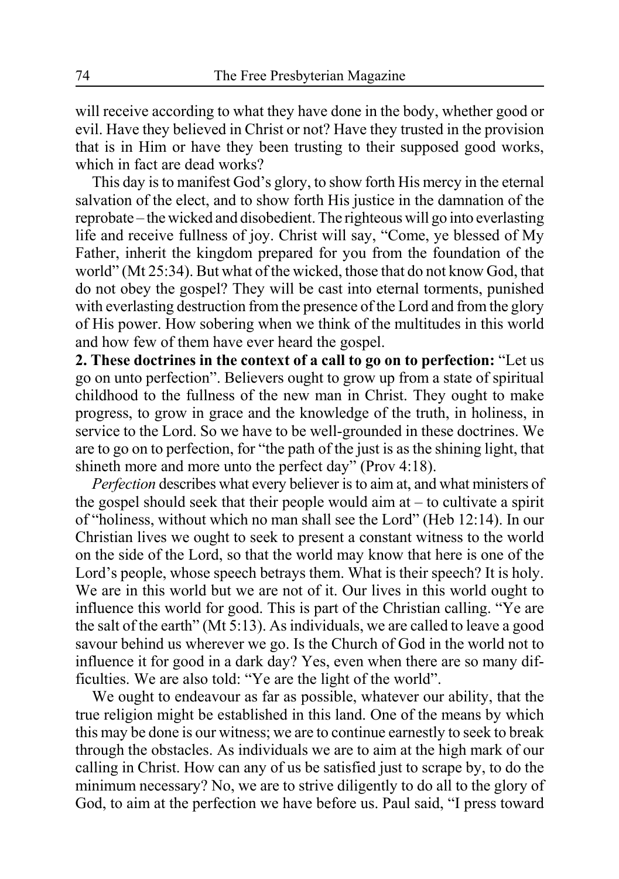will receive according to what they have done in the body, whether good or evil. Have they believed in Christ or not? Have they trusted in the provision that is in Him or have they been trusting to their supposed good works, which in fact are dead works?

This day is to manifest God's glory, to show forth His mercy in the eternal salvation of the elect, and to show forth His justice in the damnation of the reprobate – the wicked and disobedient. The righteous will go into everlasting life and receive fullness of joy. Christ will say, "Come, ye blessed of My Father, inherit the kingdom prepared for you from the foundation of the world" (Mt 25:34). But what of the wicked, those that do not know God, that do not obey the gospel? They will be cast into eternal torments, punished with everlasting destruction from the presence of the Lord and from the glory of His power. How sobering when we think of the multitudes in this world and how few of them have ever heard the gospel.

**2. These doctrines in the context of a call to go on to perfection:** "Let us go on unto perfection". Believers ought to grow up from a state of spiritual childhood to the fullness of the new man in Christ. They ought to make progress, to grow in grace and the knowledge of the truth, in holiness, in service to the Lord. So we have to be well-grounded in these doctrines. We are to go on to perfection, for "the path of the just is as the shining light, that shineth more and more unto the perfect day" (Prov 4:18).

*Perfection* describes what every believer is to aim at, and what ministers of the gospel should seek that their people would aim at – to cultivate a spirit of "holiness, without which no man shall see the Lord" (Heb 12:14). In our Christian lives we ought to seek to present a constant witness to the world on the side of the Lord, so that the world may know that here is one of the Lord's people, whose speech betrays them. What is their speech? It is holy. We are in this world but we are not of it. Our lives in this world ought to influence this world for good. This is part of the Christian calling. "Ye are the salt of the earth" (Mt 5:13). As individuals, we are called to leave a good savour behind us wherever we go. Is the Church of God in the world not to influence it for good in a dark day? Yes, even when there are so many difficulties. We are also told: "Ye are the light of the world".

We ought to endeavour as far as possible, whatever our ability, that the true religion might be established in this land. One of the means by which this may be done is our witness; we are to continue earnestly to seek to break through the obstacles. As individuals we are to aim at the high mark of our calling in Christ. How can any of us be satisfied just to scrape by, to do the minimum necessary? No, we are to strive diligently to do all to the glory of God, to aim at the perfection we have before us. Paul said, "I press toward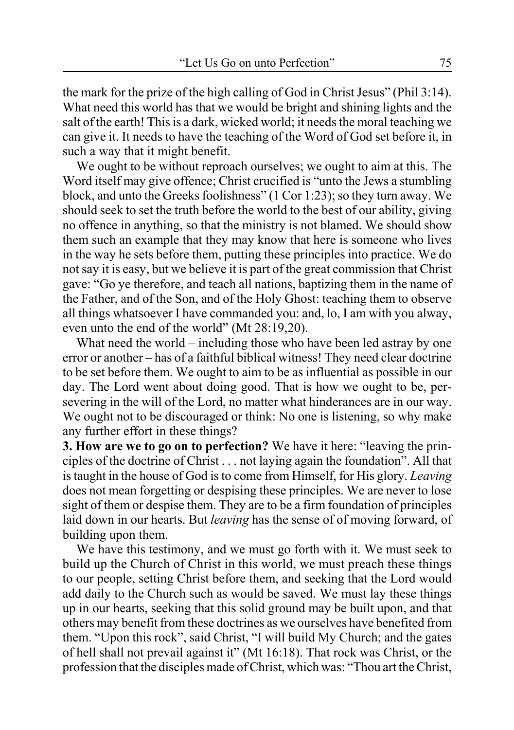the mark for the prize of the high calling of God in Christ Jesus" (Phil 3:14). What need this world has that we would be bright and shining lights and the salt of the earth! This is a dark, wicked world; it needs the moral teaching we can give it. It needs to have the teaching of the Word of God set before it, in such a way that it might benefit.

We ought to be without reproach ourselves; we ought to aim at this. The Word itself may give offence; Christ crucified is "unto the Jews a stumbling block, and unto the Greeks foolishness" (1 Cor 1:23); so they turn away. We should seek to set the truth before the world to the best of our ability, giving no offence in anything, so that the ministry is not blamed. We should show them such an example that they may know that here is someone who lives in the way he sets before them, putting these principles into practice. We do not say it is easy, but we believe it is part of the great commission that Christ gave: "Go ye therefore, and teach all nations, baptizing them in the name of the Father, and of the Son, and of the Holy Ghost: teaching them to observe all things whatsoever I have commanded you: and, lo, I am with you alway, even unto the end of the world" (Mt 28:19,20).

What need the world – including those who have been led astray by one error or another – has of a faithful biblical witness! They need clear doctrine to be set before them. We ought to aim to be as influential as possible in our day. The Lord went about doing good. That is how we ought to be, persevering in the will of the Lord, no matter what hinderances are in our way. We ought not to be discouraged or think: No one is listening, so why make any further effort in these things?

**3. How are we to go on to perfection?** We have it here: "leaving the principles of the doctrine of Christ . . . not laying again the foundation". All that is taught in the house of God is to come from Himself, for His glory. *Leaving* does not mean forgetting or despising these principles. We are never to lose sight of them or despise them. They are to be a firm foundation of principles laid down in our hearts. But *leaving* has the sense of of moving forward, of building upon them.

We have this testimony, and we must go forth with it. We must seek to build up the Church of Christ in this world, we must preach these things to our people, setting Christ before them, and seeking that the Lord would add daily to the Church such as would be saved. We must lay these things up in our hearts, seeking that this solid ground may be built upon, and that others may benefit from these doctrines as we ourselves have benefited from them. "Upon this rock", said Christ, "I will build My Church; and the gates of hell shall not prevail against it" (Mt 16:18). That rock was Christ, or the profession that the disciples made of Christ, which was: "Thou art the Christ,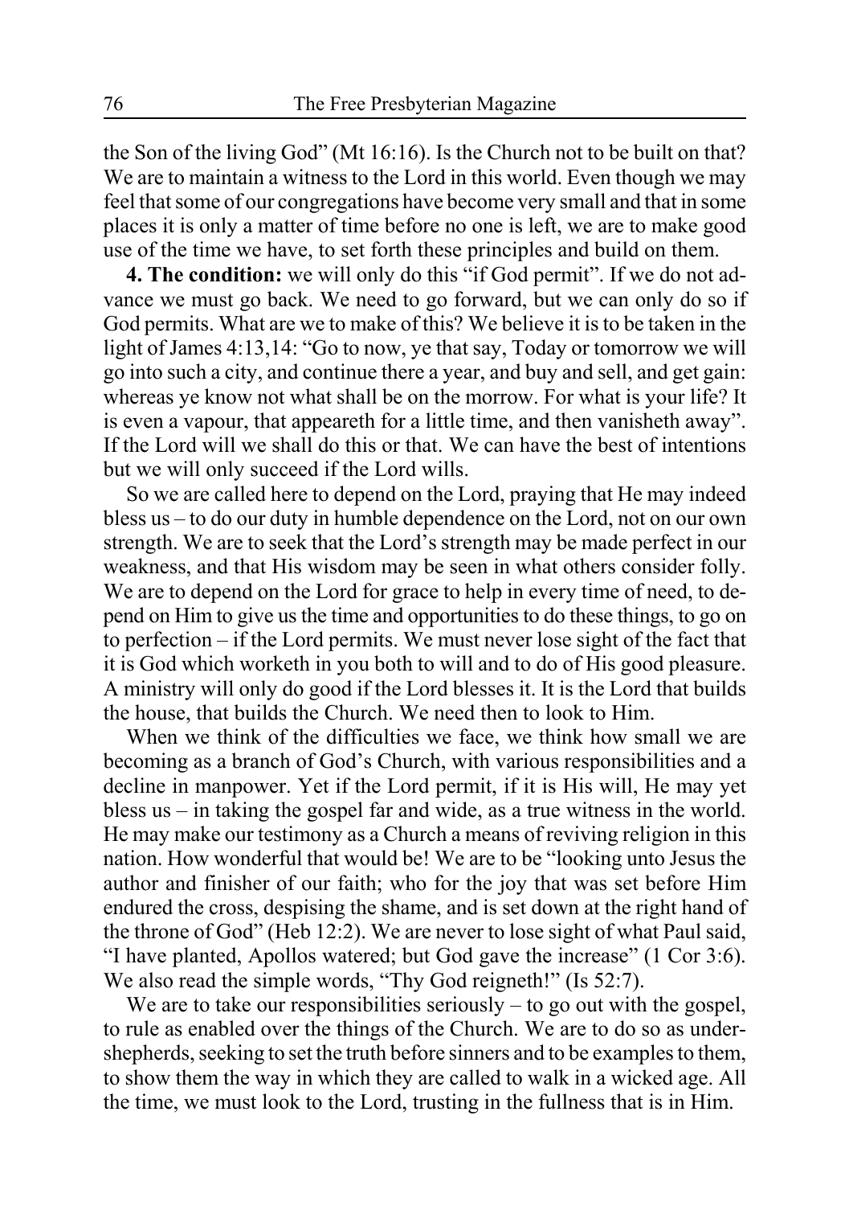the Son of the living God" (Mt 16:16). Is the Church not to be built on that? We are to maintain a witness to the Lord in this world. Even though we may feel that some of our congregations have become very small and that in some places it is only a matter of time before no one is left, we are to make good use of the time we have, to set forth these principles and build on them.

**4. The condition:** we will only do this "if God permit". If we do not advance we must go back. We need to go forward, but we can only do so if God permits. What are we to make of this? We believe it is to be taken in the light of James 4:13,14: "Go to now, ye that say, Today or tomorrow we will go into such a city, and continue there a year, and buy and sell, and get gain: whereas ye know not what shall be on the morrow. For what is your life? It is even a vapour, that appeareth for a little time, and then vanisheth away". If the Lord will we shall do this or that. We can have the best of intentions but we will only succeed if the Lord wills.

So we are called here to depend on the Lord, praying that He may indeed bless us – to do our duty in humble dependence on the Lord, not on our own strength. We are to seek that the Lord's strength may be made perfect in our weakness, and that His wisdom may be seen in what others consider folly. We are to depend on the Lord for grace to help in every time of need, to depend on Him to give us the time and opportunities to do these things, to go on to perfection – if the Lord permits. We must never lose sight of the fact that it is God which worketh in you both to will and to do of His good pleasure. A ministry will only do good if the Lord blesses it. It is the Lord that builds the house, that builds the Church. We need then to look to Him.

When we think of the difficulties we face, we think how small we are becoming as a branch of God's Church, with various responsibilities and a decline in manpower. Yet if the Lord permit, if it is His will, He may yet bless us – in taking the gospel far and wide, as a true witness in the world. He may make our testimony as a Church a means of reviving religion in this nation. How wonderful that would be! We are to be "looking unto Jesus the author and finisher of our faith; who for the joy that was set before Him endured the cross, despising the shame, and is set down at the right hand of the throne of God" (Heb 12:2). We are never to lose sight of what Paul said, "I have planted, Apollos watered; but God gave the increase" (1 Cor 3:6). We also read the simple words, "Thy God reigneth!" (Is 52:7).

We are to take our responsibilities seriously – to go out with the gospel, to rule as enabled over the things of the Church. We are to do so as under-shepherds, seeking to set the truth before sinners and to be examples to them, to show them the way in which they are called to walk in a wicked age. All the time, we must look to the Lord, trusting in the fullness that is in Him.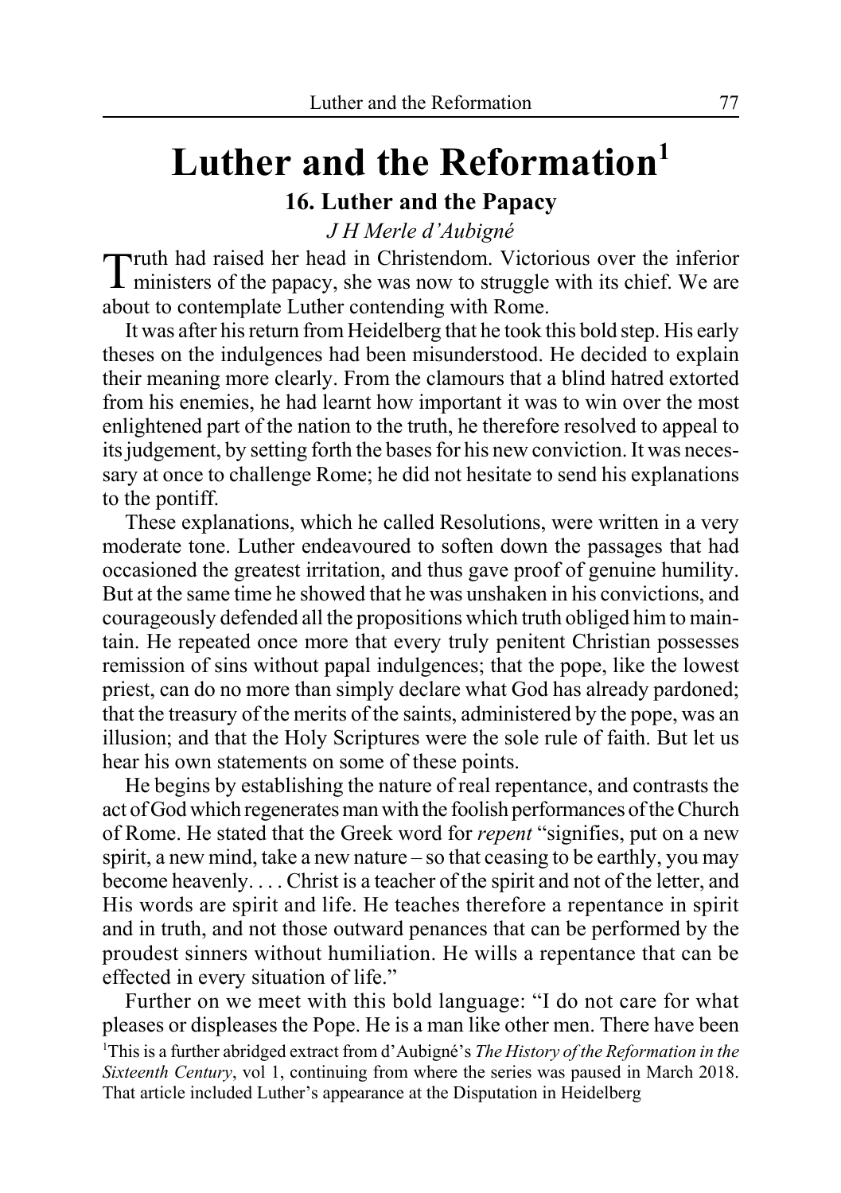# Luther and the Reformation[1]

## 16. Luther and the Papacy

*J H Merle d'Aubigné*

Truth had raised her head in Christendom. Victorious over the inferior ministers of the papacy, she was now to struggle with its chief. We are about to contemplate Luther contending with Rome.

It was after his return from Heidelberg that he took this bold step. His early theses on the indulgences had been misunderstood. He decided to explain their meaning more clearly. From the clamours that a blind hatred extorted from his enemies, he had learnt how important it was to win over the most enlightened part of the nation to the truth, he therefore resolved to appeal to its judgement, by setting forth the bases for his new conviction. It was necessary at once to challenge Rome; he did not hesitate to send his explanations to the pontiff.

These explanations, which he called Resolutions, were written in a very moderate tone. Luther endeavoured to soften down the passages that had occasioned the greatest irritation, and thus gave proof of genuine humility. But at the same time he showed that he was unshaken in his convictions, and courageously defended all the propositions which truth obliged him to maintain. He repeated once more that every truly penitent Christian possesses remission of sins without papal indulgences; that the pope, like the lowest priest, can do no more than simply declare what God has already pardoned; that the treasury of the merits of the saints, administered by the pope, was an illusion; and that the Holy Scriptures were the sole rule of faith. But let us hear his own statements on some of these points.

He begins by establishing the nature of real repentance, and contrasts the act of God which regenerates man with the foolish performances of the Church of Rome. He stated that the Greek word for *repent* "signifies, put on a new spirit, a new mind, take a new nature – so that ceasing to be earthly, you may become heavenly. . . . Christ is a teacher of the spirit and not of the letter, and His words are spirit and life. He teaches therefore a repentance in spirit and in truth, and not those outward penances that can be performed by the proudest sinners without humiliation. He wills a repentance that can be effected in every situation of life."

Further on we meet with this bold language: "I do not care for what pleases or displeases the Pope. He is a man like other men. There have been

[1]This is a further abridged extract from d'Aubigné's *The History of the Reformation in the Sixteenth Century*, vol 1, continuing from where the series was paused in March 2018. That article included Luther's appearance at the Disputation in Heidelberg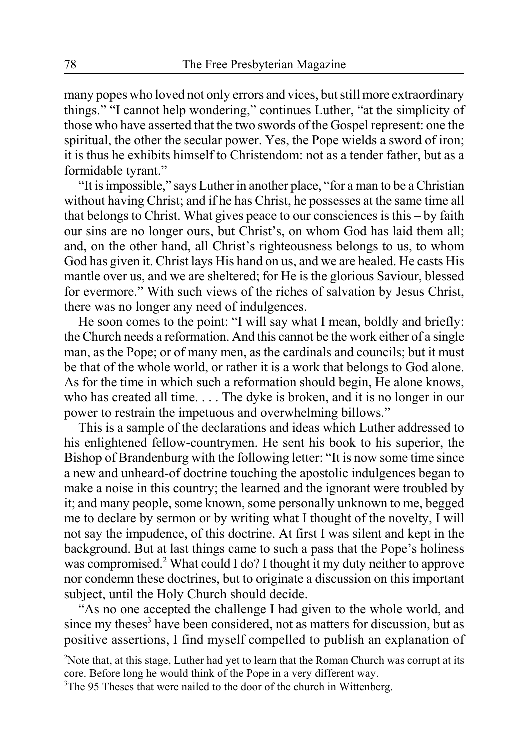many popes who loved not only errors and vices, but still more extraordinary things." "I cannot help wondering," continues Luther, "at the simplicity of those who have asserted that the two swords of the Gospel represent: one the spiritual, the other the secular power. Yes, the Pope wields a sword of iron; it is thus he exhibits himself to Christendom: not as a tender father, but as a formidable tyrant."

"It is impossible," says Luther in another place, "for a man to be a Christian without having Christ; and if he has Christ, he possesses at the same time all that belongs to Christ. What gives peace to our consciences is this – by faith our sins are no longer ours, but Christ's, on whom God has laid them all; and, on the other hand, all Christ's righteousness belongs to us, to whom God has given it. Christ lays His hand on us, and we are healed. He casts His mantle over us, and we are sheltered; for He is the glorious Saviour, blessed for evermore." With such views of the riches of salvation by Jesus Christ, there was no longer any need of indulgences.

He soon comes to the point: "I will say what I mean, boldly and briefly: the Church needs a reformation. And this cannot be the work either of a single man, as the Pope; or of many men, as the cardinals and councils; but it must be that of the whole world, or rather it is a work that belongs to God alone. As for the time in which such a reformation should begin, He alone knows, who has created all time. . . . The dyke is broken, and it is no longer in our power to restrain the impetuous and overwhelming billows."

This is a sample of the declarations and ideas which Luther addressed to his enlightened fellow-countrymen. He sent his book to his superior, the Bishop of Brandenburg with the following letter: "It is now some time since a new and unheard-of doctrine touching the apostolic indulgences began to make a noise in this country; the learned and the ignorant were troubled by it; and many people, some known, some personally unknown to me, begged me to declare by sermon or by writing what I thought of the novelty, I will not say the impudence, of this doctrine. At first I was silent and kept in the background. But at last things came to such a pass that the Pope's holiness was compromised.[2] What could I do? I thought it my duty neither to approve nor condemn these doctrines, but to originate a discussion on this important subject, until the Holy Church should decide.

"As no one accepted the challenge I had given to the whole world, and since my theses[3] have been considered, not as matters for discussion, but as positive assertions, I find myself compelled to publish an explanation of

[2]Note that, at this stage, Luther had yet to learn that the Roman Church was corrupt at its core. Before long he would think of the Pope in a very different way.

[3]The 95 Theses that were nailed to the door of the church in Wittenberg.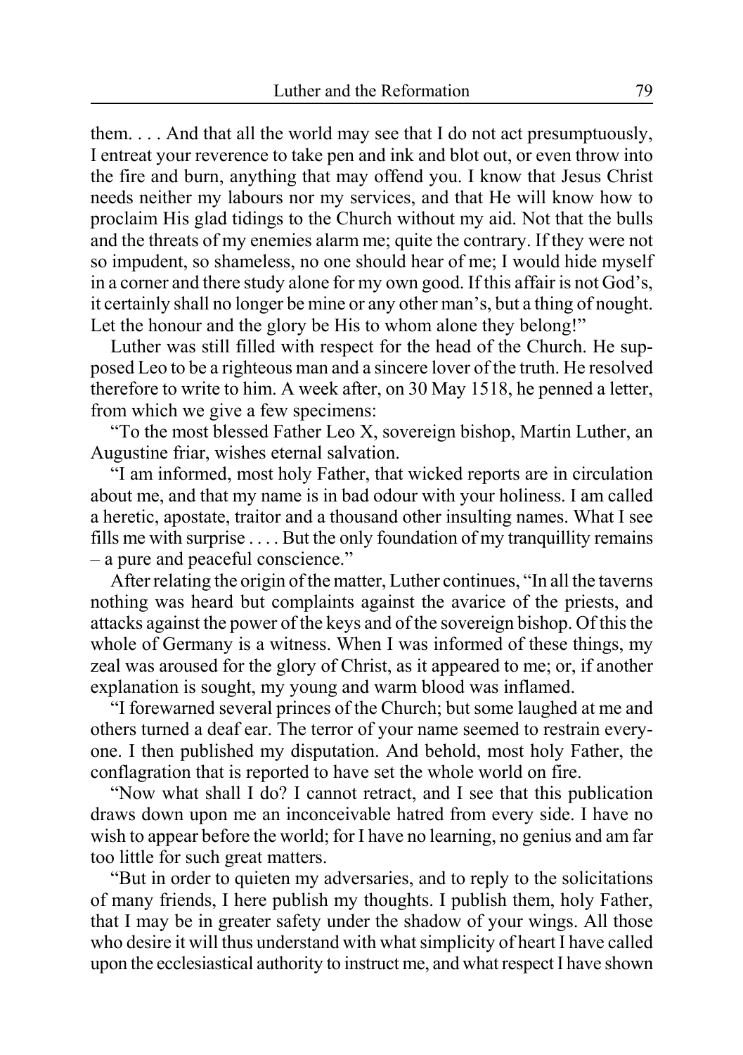them. . . . And that all the world may see that I do not act presumptuously, I entreat your reverence to take pen and ink and blot out, or even throw into the fire and burn, anything that may offend you. I know that Jesus Christ needs neither my labours nor my services, and that He will know how to proclaim His glad tidings to the Church without my aid. Not that the bulls and the threats of my enemies alarm me; quite the contrary. If they were not so impudent, so shameless, no one should hear of me; I would hide myself in a corner and there study alone for my own good. If this affair is not God's, it certainly shall no longer be mine or any other man's, but a thing of nought. Let the honour and the glory be His to whom alone they belong!"

Luther was still filled with respect for the head of the Church. He supposed Leo to be a righteous man and a sincere lover of the truth. He resolved therefore to write to him. A week after, on 30 May 1518, he penned a letter, from which we give a few specimens:

"To the most blessed Father Leo X, sovereign bishop, Martin Luther, an Augustine friar, wishes eternal salvation.

"I am informed, most holy Father, that wicked reports are in circulation about me, and that my name is in bad odour with your holiness. I am called a heretic, apostate, traitor and a thousand other insulting names. What I see fills me with surprise . . . . But the only foundation of my tranquillity remains – a pure and peaceful conscience."

After relating the origin of the matter, Luther continues, "In all the taverns nothing was heard but complaints against the avarice of the priests, and attacks against the power of the keys and of the sovereign bishop. Of this the whole of Germany is a witness. When I was informed of these things, my zeal was aroused for the glory of Christ, as it appeared to me; or, if another explanation is sought, my young and warm blood was inflamed.

"I forewarned several princes of the Church; but some laughed at me and others turned a deaf ear. The terror of your name seemed to restrain everyone. I then published my disputation. And behold, most holy Father, the conflagration that is reported to have set the whole world on fire.

"Now what shall I do? I cannot retract, and I see that this publication draws down upon me an inconceivable hatred from every side. I have no wish to appear before the world; for I have no learning, no genius and am far too little for such great matters.

"But in order to quieten my adversaries, and to reply to the solicitations of many friends, I here publish my thoughts. I publish them, holy Father, that I may be in greater safety under the shadow of your wings. All those who desire it will thus understand with what simplicity of heart I have called upon the ecclesiastical authority to instruct me, and what respect I have shown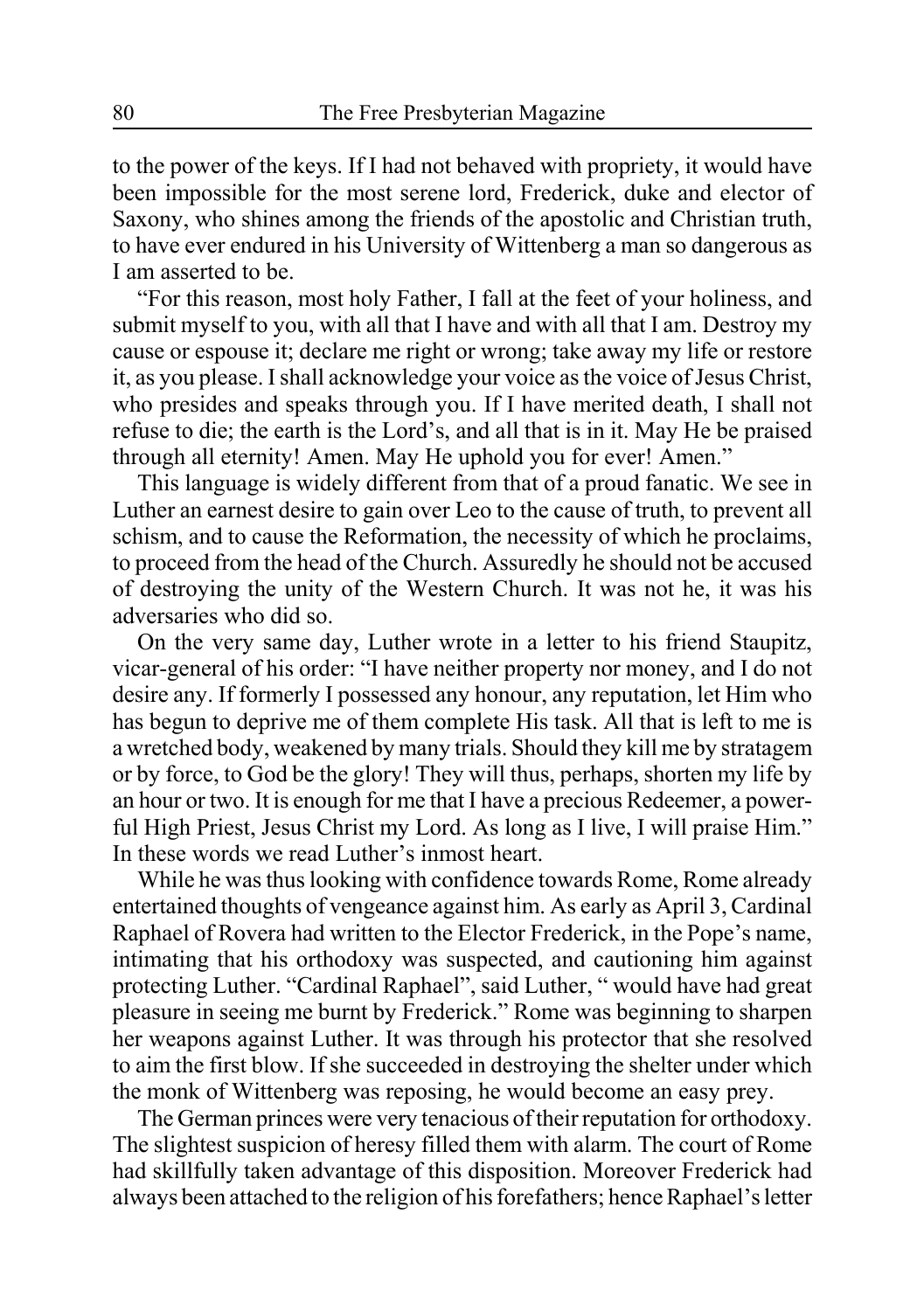to the power of the keys. If I had not behaved with propriety, it would have been impossible for the most serene lord, Frederick, duke and elector of Saxony, who shines among the friends of the apostolic and Christian truth, to have ever endured in his University of Wittenberg a man so dangerous as I am asserted to be.

"For this reason, most holy Father, I fall at the feet of your holiness, and submit myself to you, with all that I have and with all that I am. Destroy my cause or espouse it; declare me right or wrong; take away my life or restore it, as you please. I shall acknowledge your voice as the voice of Jesus Christ, who presides and speaks through you. If I have merited death, I shall not refuse to die; the earth is the Lord's, and all that is in it. May He be praised through all eternity! Amen. May He uphold you for ever! Amen."

This language is widely different from that of a proud fanatic. We see in Luther an earnest desire to gain over Leo to the cause of truth, to prevent all schism, and to cause the Reformation, the necessity of which he proclaims, to proceed from the head of the Church. Assuredly he should not be accused of destroying the unity of the Western Church. It was not he, it was his adversaries who did so.

On the very same day, Luther wrote in a letter to his friend Staupitz, vicar-general of his order: "I have neither property nor money, and I do not desire any. If formerly I possessed any honour, any reputation, let Him who has begun to deprive me of them complete His task. All that is left to me is a wretched body, weakened by many trials. Should they kill me by stratagem or by force, to God be the glory! They will thus, perhaps, shorten my life by an hour or two. It is enough for me that I have a precious Redeemer, a powerful High Priest, Jesus Christ my Lord. As long as I live, I will praise Him." In these words we read Luther's inmost heart.

While he was thus looking with confidence towards Rome, Rome already entertained thoughts of vengeance against him. As early as April 3, Cardinal Raphael of Rovera had written to the Elector Frederick, in the Pope's name, intimating that his orthodoxy was suspected, and cautioning him against protecting Luther. "Cardinal Raphael", said Luther, " would have had great pleasure in seeing me burnt by Frederick." Rome was beginning to sharpen her weapons against Luther. It was through his protector that she resolved to aim the first blow. If she succeeded in destroying the shelter under which the monk of Wittenberg was reposing, he would become an easy prey.

The German princes were very tenacious of their reputation for orthodoxy. The slightest suspicion of heresy filled them with alarm. The court of Rome had skillfully taken advantage of this disposition. Moreover Frederick had always been attached to the religion of his forefathers; hence Raphael's letter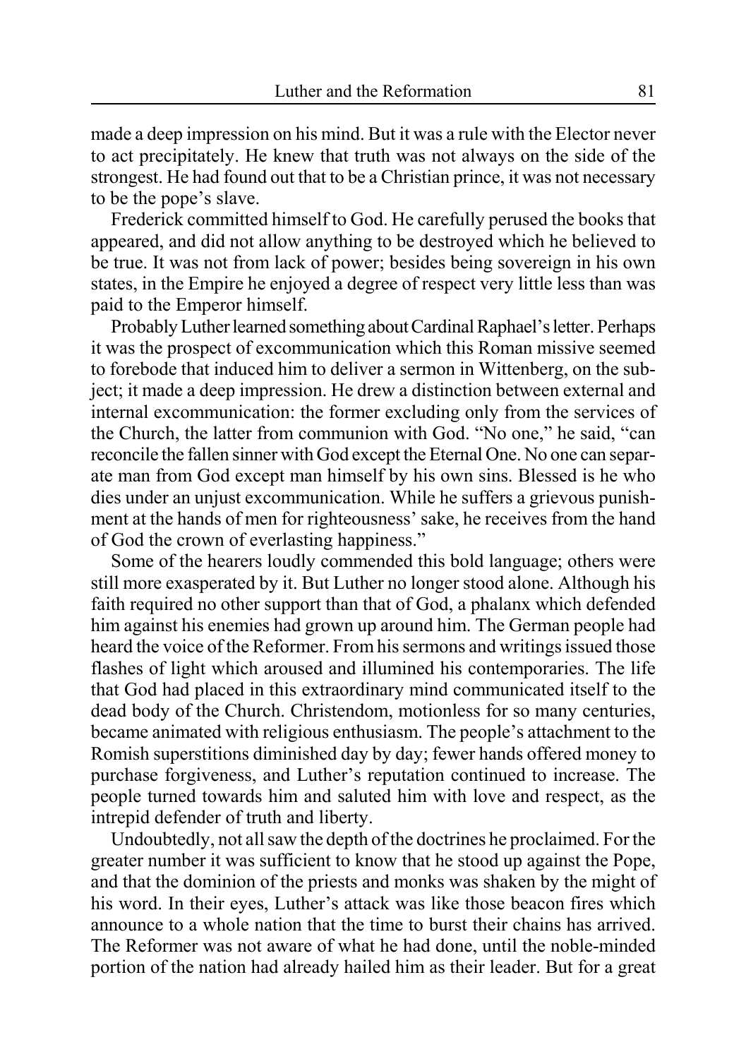made a deep impression on his mind. But it was a rule with the Elector never to act precipitately. He knew that truth was not always on the side of the strongest. He had found out that to be a Christian prince, it was not necessary to be the pope's slave.

Frederick committed himself to God. He carefully perused the books that appeared, and did not allow anything to be destroyed which he believed to be true. It was not from lack of power; besides being sovereign in his own states, in the Empire he enjoyed a degree of respect very little less than was paid to the Emperor himself.

Probably Luther learned something about Cardinal Raphael's letter. Perhaps it was the prospect of excommunication which this Roman missive seemed to forebode that induced him to deliver a sermon in Wittenberg, on the subject; it made a deep impression. He drew a distinction between external and internal excommunication: the former excluding only from the services of the Church, the latter from communion with God. "No one," he said, "can reconcile the fallen sinner with God except the Eternal One. No one can separate man from God except man himself by his own sins. Blessed is he who dies under an unjust excommunication. While he suffers a grievous punishment at the hands of men for righteousness' sake, he receives from the hand of God the crown of everlasting happiness."

Some of the hearers loudly commended this bold language; others were still more exasperated by it. But Luther no longer stood alone. Although his faith required no other support than that of God, a phalanx which defended him against his enemies had grown up around him. The German people had heard the voice of the Reformer. From his sermons and writings issued those flashes of light which aroused and illumined his contemporaries. The life that God had placed in this extraordinary mind communicated itself to the dead body of the Church. Christendom, motionless for so many centuries, became animated with religious enthusiasm. The people's attachment to the Romish superstitions diminished day by day; fewer hands offered money to purchase forgiveness, and Luther's reputation continued to increase. The people turned towards him and saluted him with love and respect, as the intrepid defender of truth and liberty.

Undoubtedly, not all saw the depth of the doctrines he proclaimed. For the greater number it was sufficient to know that he stood up against the Pope, and that the dominion of the priests and monks was shaken by the might of his word. In their eyes, Luther's attack was like those beacon fires which announce to a whole nation that the time to burst their chains has arrived. The Reformer was not aware of what he had done, until the noble-minded portion of the nation had already hailed him as their leader. But for a great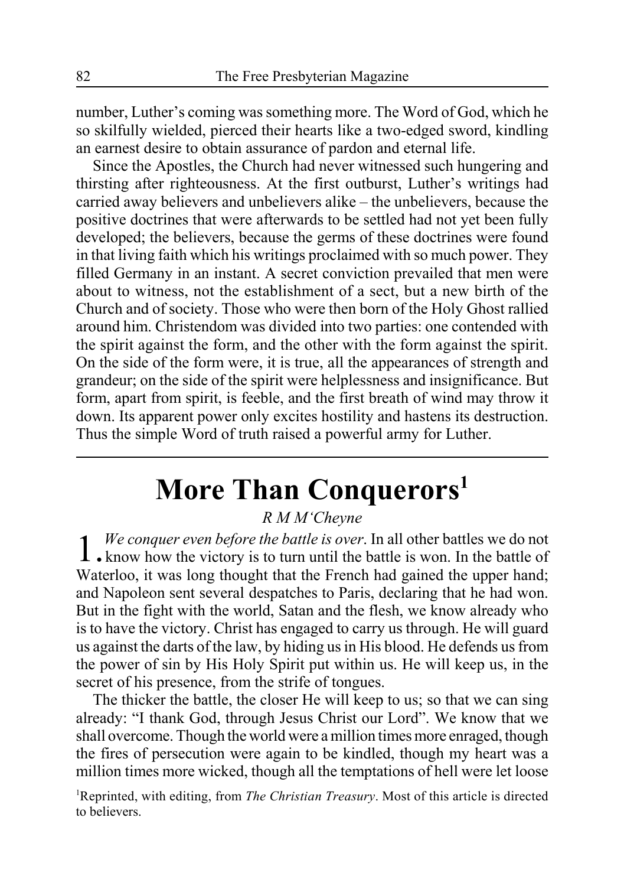number, Luther's coming was something more. The Word of God, which he so skilfully wielded, pierced their hearts like a two-edged sword, kindling an earnest desire to obtain assurance of pardon and eternal life.

Since the Apostles, the Church had never witnessed such hungering and thirsting after righteousness. At the first outburst, Luther's writings had carried away believers and unbelievers alike – the unbelievers, because the positive doctrines that were afterwards to be settled had not yet been fully developed; the believers, because the germs of these doctrines were found in that living faith which his writings proclaimed with so much power. They filled Germany in an instant. A secret conviction prevailed that men were about to witness, not the establishment of a sect, but a new birth of the Church and of society. Those who were then born of the Holy Ghost rallied around him. Christendom was divided into two parties: one contended with the spirit against the form, and the other with the form against the spirit. On the side of the form were, it is true, all the appearances of strength and grandeur; on the side of the spirit were helplessness and insignificance. But form, apart from spirit, is feeble, and the first breath of wind may throw it down. Its apparent power only excites hostility and hastens its destruction. Thus the simple Word of truth raised a powerful army for Luther.

---

# More Than Conquerors[1]

*R M M'Cheyne*

1. *We conquer even before the battle is over*. In all other battles we do not know how the victory is to turn until the battle is won. In the battle of Waterloo, it was long thought that the French had gained the upper hand; and Napoleon sent several despatches to Paris, declaring that he had won. But in the fight with the world, Satan and the flesh, we know already who is to have the victory. Christ has engaged to carry us through. He will guard us against the darts of the law, by hiding us in His blood. He defends us from the power of sin by His Holy Spirit put within us. He will keep us, in the secret of his presence, from the strife of tongues.

The thicker the battle, the closer He will keep to us; so that we can sing already: "I thank God, through Jesus Christ our Lord". We know that we shall overcome. Though the world were a million times more enraged, though the fires of persecution were again to be kindled, though my heart was a million times more wicked, though all the temptations of hell were let loose

[1]Reprinted, with editing, from *The Christian Treasury*. Most of this article is directed to believers.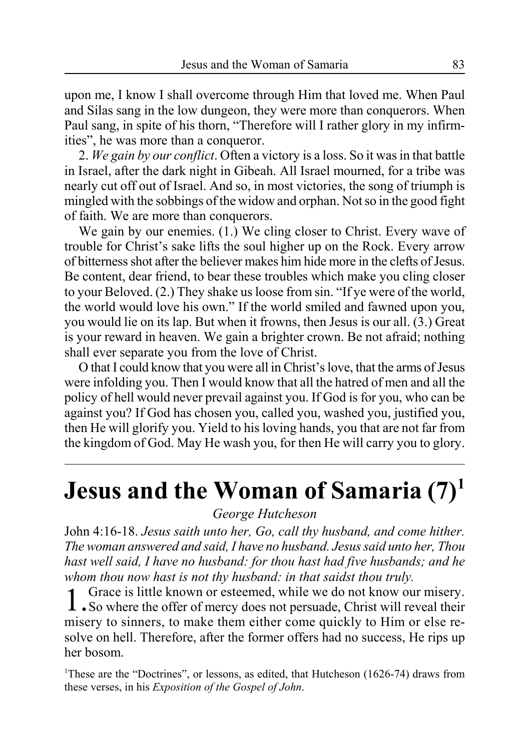upon me, I know I shall overcome through Him that loved me. When Paul and Silas sang in the low dungeon, they were more than conquerors. When Paul sang, in spite of his thorn, "Therefore will I rather glory in my infirmities", he was more than a conqueror.

2. *We gain by our conflict*. Often a victory is a loss. So it was in that battle in Israel, after the dark night in Gibeah. All Israel mourned, for a tribe was nearly cut off out of Israel. And so, in most victories, the song of triumph is mingled with the sobbings of the widow and orphan. Not so in the good fight of faith. We are more than conquerors.

We gain by our enemies. (1.) We cling closer to Christ. Every wave of trouble for Christ's sake lifts the soul higher up on the Rock. Every arrow of bitterness shot after the believer makes him hide more in the clefts of Jesus. Be content, dear friend, to bear these troubles which make you cling closer to your Beloved. (2.) They shake us loose from sin. "If ye were of the world, the world would love his own." If the world smiled and fawned upon you, you would lie on its lap. But when it frowns, then Jesus is our all. (3.) Great is your reward in heaven. We gain a brighter crown. Be not afraid; nothing shall ever separate you from the love of Christ.

O that I could know that you were all in Christ's love, that the arms of Jesus were infolding you. Then I would know that all the hatred of men and all the policy of hell would never prevail against you. If God is for you, who can be against you? If God has chosen you, called you, washed you, justified you, then He will glorify you. Yield to his loving hands, you that are not far from the kingdom of God. May He wash you, for then He will carry you to glory.

---

# Jesus and the Woman of Samaria (7)[1]

*George Hutcheson*

John 4:16-18. *Jesus saith unto her, Go, call thy husband, and come hither. The woman answered and said, I have no husband. Jesus said unto her, Thou hast well said, I have no husband: for thou hast had five husbands; and he whom thou now hast is not thy husband: in that saidst thou truly.*

1. Grace is little known or esteemed, while we do not know our misery. So where the offer of mercy does not persuade, Christ will reveal their misery to sinners, to make them either come quickly to Him or else resolve on hell. Therefore, after the former offers had no success, He rips up her bosom.

[1]These are the "Doctrines", or lessons, as edited, that Hutcheson (1626-74) draws from these verses, in his *Exposition of the Gospel of John*.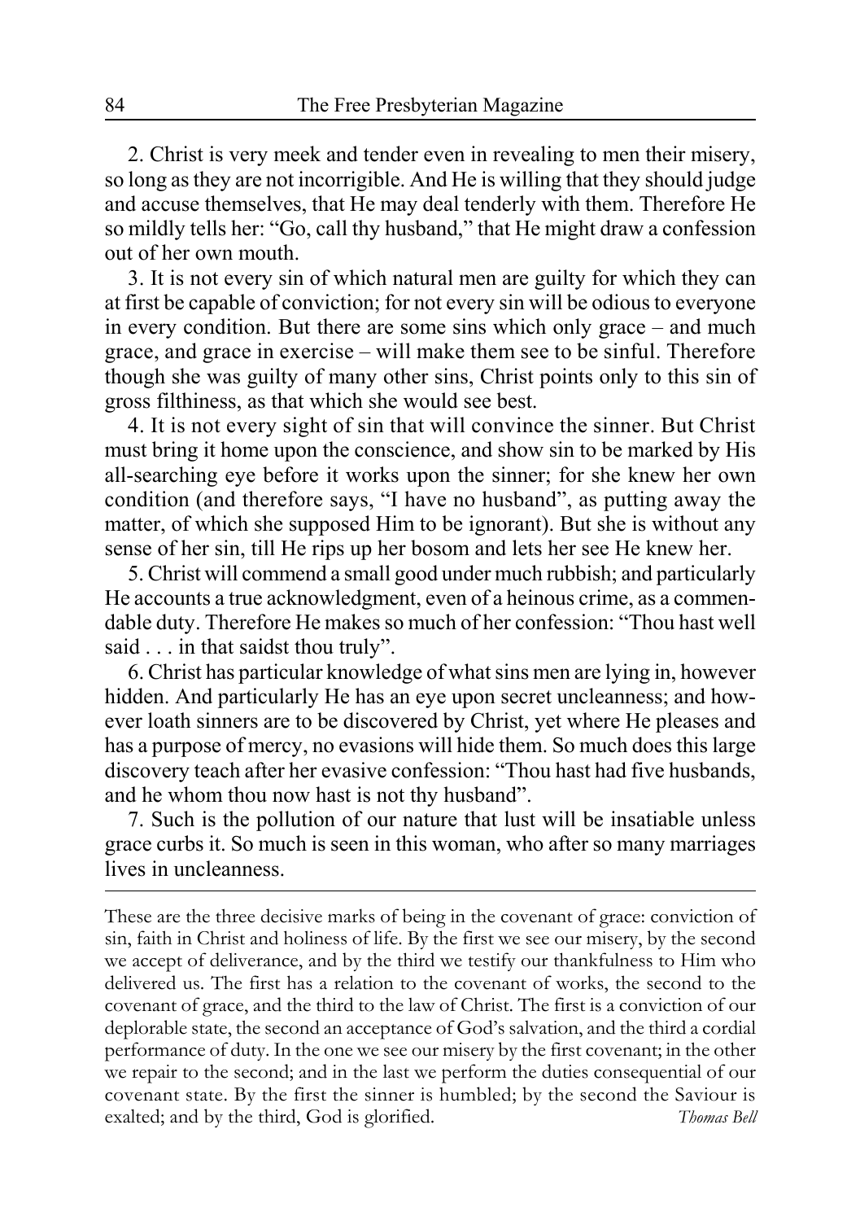2. Christ is very meek and tender even in revealing to men their misery, so long as they are not incorrigible. And He is willing that they should judge and accuse themselves, that He may deal tenderly with them. Therefore He so mildly tells her: "Go, call thy husband," that He might draw a confession out of her own mouth.

3. It is not every sin of which natural men are guilty for which they can at first be capable of conviction; for not every sin will be odious to everyone in every condition. But there are some sins which only grace – and much grace, and grace in exercise – will make them see to be sinful. Therefore though she was guilty of many other sins, Christ points only to this sin of gross filthiness, as that which she would see best.

4. It is not every sight of sin that will convince the sinner. But Christ must bring it home upon the conscience, and show sin to be marked by His all-searching eye before it works upon the sinner; for she knew her own condition (and therefore says, "I have no husband", as putting away the matter, of which she supposed Him to be ignorant). But she is without any sense of her sin, till He rips up her bosom and lets her see He knew her.

5. Christ will commend a small good under much rubbish; and particularly He accounts a true acknowledgment, even of a heinous crime, as a commendable duty. Therefore He makes so much of her confession: "Thou hast well said . . . in that saidst thou truly".

6. Christ has particular knowledge of what sins men are lying in, however hidden. And particularly He has an eye upon secret uncleanness; and however loath sinners are to be discovered by Christ, yet where He pleases and has a purpose of mercy, no evasions will hide them. So much does this large discovery teach after her evasive confession: "Thou hast had five husbands, and he whom thou now hast is not thy husband".

7. Such is the pollution of our nature that lust will be insatiable unless grace curbs it. So much is seen in this woman, who after so many marriages lives in uncleanness.

---

These are the three decisive marks of being in the covenant of grace: conviction of sin, faith in Christ and holiness of life. By the first we see our misery, by the second we accept of deliverance, and by the third we testify our thankfulness to Him who delivered us. The first has a relation to the covenant of works, the second to the covenant of grace, and the third to the law of Christ. The first is a conviction of our deplorable state, the second an acceptance of God's salvation, and the third a cordial performance of duty. In the one we see our misery by the first covenant; in the other we repair to the second; and in the last we perform the duties consequential of our covenant state. By the first the sinner is humbled; by the second the Saviour is exalted; and by the third, God is glorified. *Thomas Bell*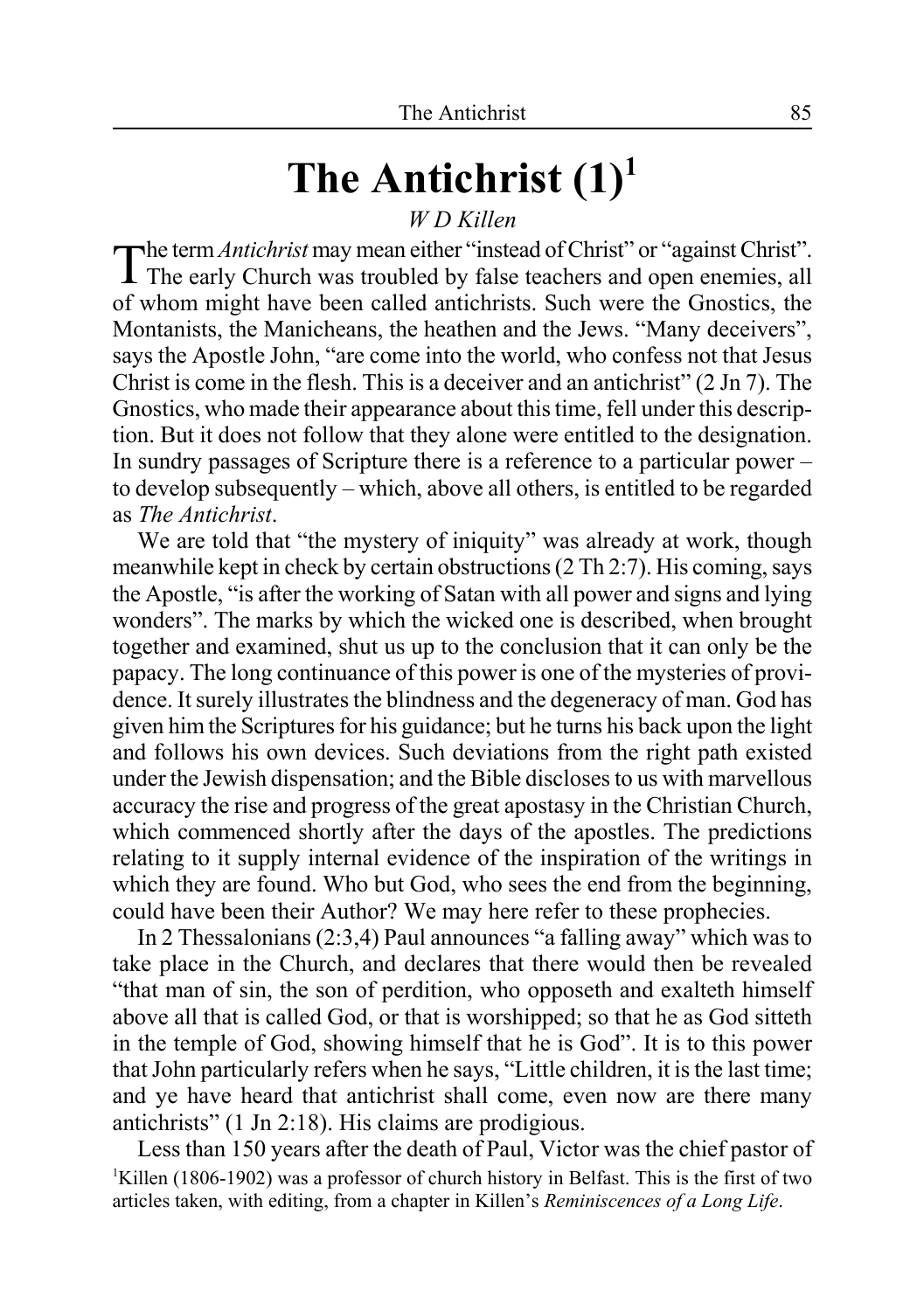# The Antichrist (1)[1]

*W D Killen*

The term *Antichrist* may mean either "instead of Christ" or "against Christ". The early Church was troubled by false teachers and open enemies, all of whom might have been called antichrists. Such were the Gnostics, the Montanists, the Manicheans, the heathen and the Jews. "Many deceivers", says the Apostle John, "are come into the world, who confess not that Jesus Christ is come in the flesh. This is a deceiver and an antichrist" (2 Jn 7). The Gnostics, who made their appearance about this time, fell under this description. But it does not follow that they alone were entitled to the designation. In sundry passages of Scripture there is a reference to a particular power – to develop subsequently – which, above all others, is entitled to be regarded as *The Antichrist*.

We are told that "the mystery of iniquity" was already at work, though meanwhile kept in check by certain obstructions (2 Th 2:7). His coming, says the Apostle, "is after the working of Satan with all power and signs and lying wonders". The marks by which the wicked one is described, when brought together and examined, shut us up to the conclusion that it can only be the papacy. The long continuance of this power is one of the mysteries of providence. It surely illustrates the blindness and the degeneracy of man. God has given him the Scriptures for his guidance; but he turns his back upon the light and follows his own devices. Such deviations from the right path existed under the Jewish dispensation; and the Bible discloses to us with marvellous accuracy the rise and progress of the great apostasy in the Christian Church, which commenced shortly after the days of the apostles. The predictions relating to it supply internal evidence of the inspiration of the writings in which they are found. Who but God, who sees the end from the beginning, could have been their Author? We may here refer to these prophecies.

In 2 Thessalonians (2:3,4) Paul announces "a falling away" which was to take place in the Church, and declares that there would then be revealed "that man of sin, the son of perdition, who opposeth and exalteth himself above all that is called God, or that is worshipped; so that he as God sitteth in the temple of God, showing himself that he is God". It is to this power that John particularly refers when he says, "Little children, it is the last time; and ye have heard that antichrist shall come, even now are there many antichrists" (1 Jn 2:18). His claims are prodigious.

Less than 150 years after the death of Paul, Victor was the chief pastor of

[1]Killen (1806-1902) was a professor of church history in Belfast. This is the first of two articles taken, with editing, from a chapter in Killen's *Reminiscences of a Long Life*.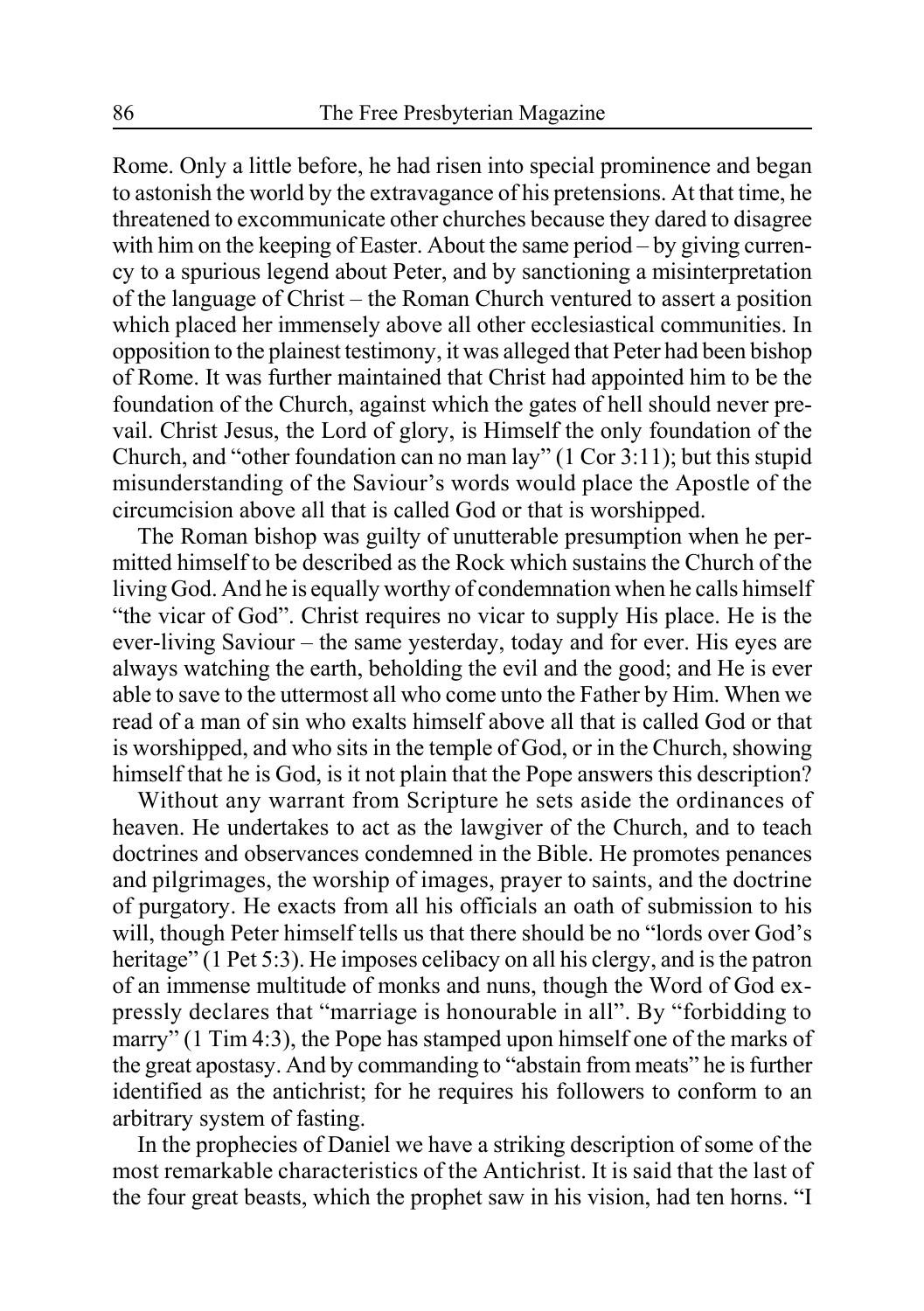Rome. Only a little before, he had risen into special prominence and began to astonish the world by the extravagance of his pretensions. At that time, he threatened to excommunicate other churches because they dared to disagree with him on the keeping of Easter. About the same period – by giving currency to a spurious legend about Peter, and by sanctioning a misinterpretation of the language of Christ – the Roman Church ventured to assert a position which placed her immensely above all other ecclesiastical communities. In opposition to the plainest testimony, it was alleged that Peter had been bishop of Rome. It was further maintained that Christ had appointed him to be the foundation of the Church, against which the gates of hell should never prevail. Christ Jesus, the Lord of glory, is Himself the only foundation of the Church, and "other foundation can no man lay" (1 Cor 3:11); but this stupid misunderstanding of the Saviour's words would place the Apostle of the circumcision above all that is called God or that is worshipped.

The Roman bishop was guilty of unutterable presumption when he permitted himself to be described as the Rock which sustains the Church of the living God. And he is equally worthy of condemnation when he calls himself "the vicar of God". Christ requires no vicar to supply His place. He is the ever-living Saviour – the same yesterday, today and for ever. His eyes are always watching the earth, beholding the evil and the good; and He is ever able to save to the uttermost all who come unto the Father by Him. When we read of a man of sin who exalts himself above all that is called God or that is worshipped, and who sits in the temple of God, or in the Church, showing himself that he is God, is it not plain that the Pope answers this description?

Without any warrant from Scripture he sets aside the ordinances of heaven. He undertakes to act as the lawgiver of the Church, and to teach doctrines and observances condemned in the Bible. He promotes penances and pilgrimages, the worship of images, prayer to saints, and the doctrine of purgatory. He exacts from all his officials an oath of submission to his will, though Peter himself tells us that there should be no "lords over God's heritage" (1 Pet 5:3). He imposes celibacy on all his clergy, and is the patron of an immense multitude of monks and nuns, though the Word of God expressly declares that "marriage is honourable in all". By "forbidding to marry" (1 Tim 4:3), the Pope has stamped upon himself one of the marks of the great apostasy. And by commanding to "abstain from meats" he is further identified as the antichrist; for he requires his followers to conform to an arbitrary system of fasting.

In the prophecies of Daniel we have a striking description of some of the most remarkable characteristics of the Antichrist. It is said that the last of the four great beasts, which the prophet saw in his vision, had ten horns. "I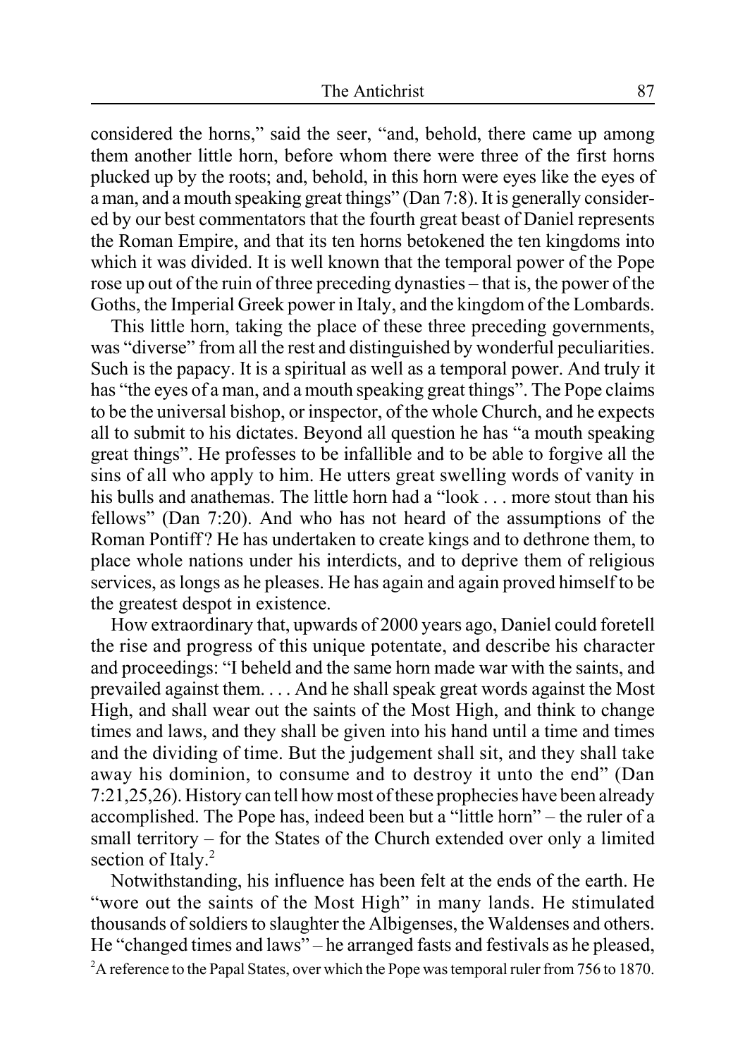considered the horns," said the seer, "and, behold, there came up among them another little horn, before whom there were three of the first horns plucked up by the roots; and, behold, in this horn were eyes like the eyes of a man, and a mouth speaking great things" (Dan 7:8). It is generally considered by our best commentators that the fourth great beast of Daniel represents the Roman Empire, and that its ten horns betokened the ten kingdoms into which it was divided. It is well known that the temporal power of the Pope rose up out of the ruin of three preceding dynasties – that is, the power of the Goths, the Imperial Greek power in Italy, and the kingdom of the Lombards.

This little horn, taking the place of these three preceding governments, was "diverse" from all the rest and distinguished by wonderful peculiarities. Such is the papacy. It is a spiritual as well as a temporal power. And truly it has "the eyes of a man, and a mouth speaking great things". The Pope claims to be the universal bishop, or inspector, of the whole Church, and he expects all to submit to his dictates. Beyond all question he has "a mouth speaking great things". He professes to be infallible and to be able to forgive all the sins of all who apply to him. He utters great swelling words of vanity in his bulls and anathemas. The little horn had a "look . . . more stout than his fellows" (Dan 7:20). And who has not heard of the assumptions of the Roman Pontiff? He has undertaken to create kings and to dethrone them, to place whole nations under his interdicts, and to deprive them of religious services, as longs as he pleases. He has again and again proved himself to be the greatest despot in existence.

How extraordinary that, upwards of 2000 years ago, Daniel could foretell the rise and progress of this unique potentate, and describe his character and proceedings: "I beheld and the same horn made war with the saints, and prevailed against them. . . . And he shall speak great words against the Most High, and shall wear out the saints of the Most High, and think to change times and laws, and they shall be given into his hand until a time and times and the dividing of time. But the judgement shall sit, and they shall take away his dominion, to consume and to destroy it unto the end" (Dan 7:21,25,26). History can tell how most of these prophecies have been already accomplished. The Pope has, indeed been but a "little horn" – the ruler of a small territory – for the States of the Church extended over only a limited section of Italy.[2]

Notwithstanding, his influence has been felt at the ends of the earth. He "wore out the saints of the Most High" in many lands. He stimulated thousands of soldiers to slaughter the Albigenses, the Waldenses and others. He "changed times and laws" – he arranged fasts and festivals as he pleased,

[2]A reference to the Papal States, over which the Pope was temporal ruler from 756 to 1870.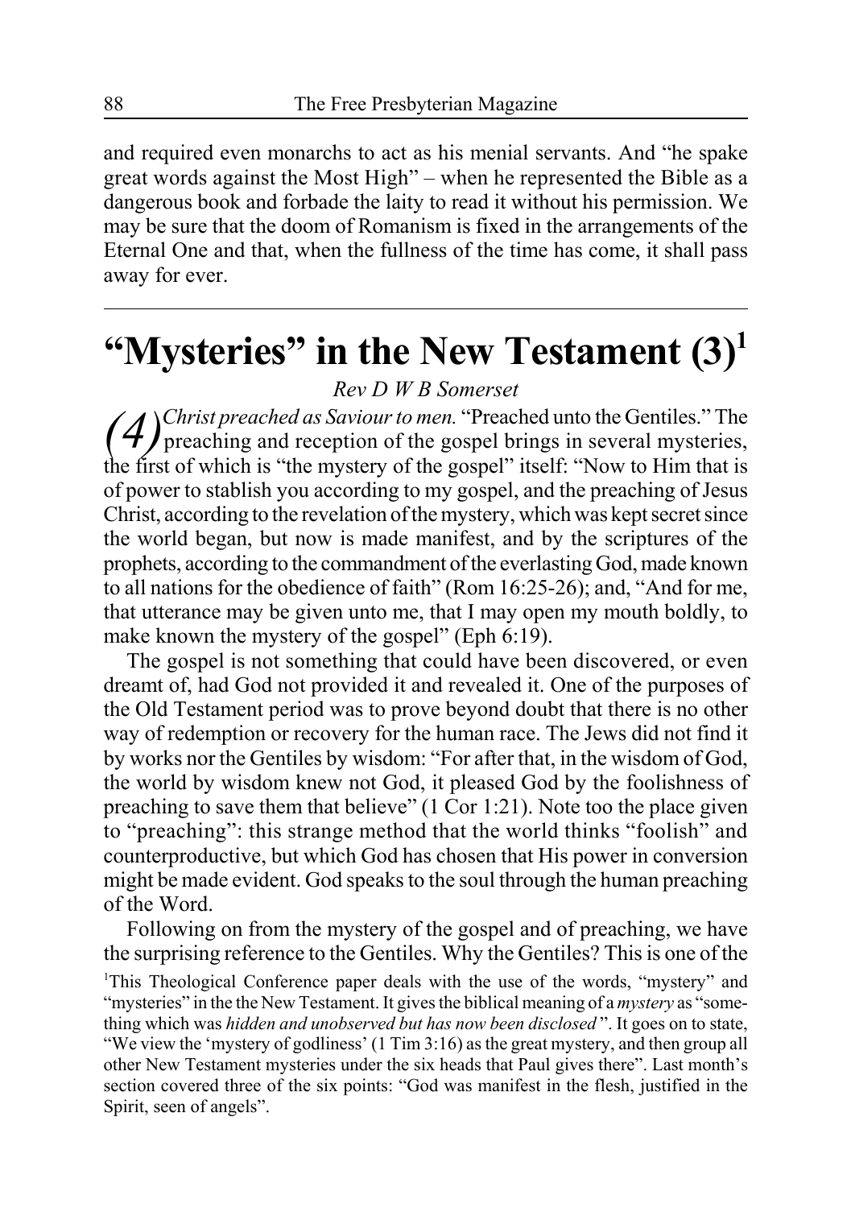and required even monarchs to act as his menial servants. And "he spake great words against the Most High" – when he represented the Bible as a dangerous book and forbade the laity to read it without his permission. We may be sure that the doom of Romanism is fixed in the arrangements of the Eternal One and that, when the fullness of the time has come, it shall pass away for ever.

# "Mysteries" in the New Testament (3)[1]

*Rev D W B Somerset*

*(4) Christ preached as Saviour to men.* "Preached unto the Gentiles." The preaching and reception of the gospel brings in several mysteries, the first of which is "the mystery of the gospel" itself: "Now to Him that is of power to stablish you according to my gospel, and the preaching of Jesus Christ, according to the revelation of the mystery, which was kept secret since the world began, but now is made manifest, and by the scriptures of the prophets, according to the commandment of the everlasting God, made known to all nations for the obedience of faith" (Rom 16:25-26); and, "And for me, that utterance may be given unto me, that I may open my mouth boldly, to make known the mystery of the gospel" (Eph 6:19).

The gospel is not something that could have been discovered, or even dreamt of, had God not provided it and revealed it. One of the purposes of the Old Testament period was to prove beyond doubt that there is no other way of redemption or recovery for the human race. The Jews did not find it by works nor the Gentiles by wisdom: "For after that, in the wisdom of God, the world by wisdom knew not God, it pleased God by the foolishness of preaching to save them that believe" (1 Cor 1:21). Note too the place given to "preaching": this strange method that the world thinks "foolish" and counterproductive, but which God has chosen that His power in conversion might be made evident. God speaks to the soul through the human preaching of the Word.

Following on from the mystery of the gospel and of preaching, we have the surprising reference to the Gentiles. Why the Gentiles? This is one of the

[1]This Theological Conference paper deals with the use of the words, "mystery" and "mysteries" in the the New Testament. It gives the biblical meaning of a *mystery* as "something which was *hidden and unobserved but has now been disclosed* ". It goes on to state, "We view the 'mystery of godliness' (1 Tim 3:16) as the great mystery, and then group all other New Testament mysteries under the six heads that Paul gives there". Last month's section covered three of the six points: "God was manifest in the flesh, justified in the Spirit, seen of angels".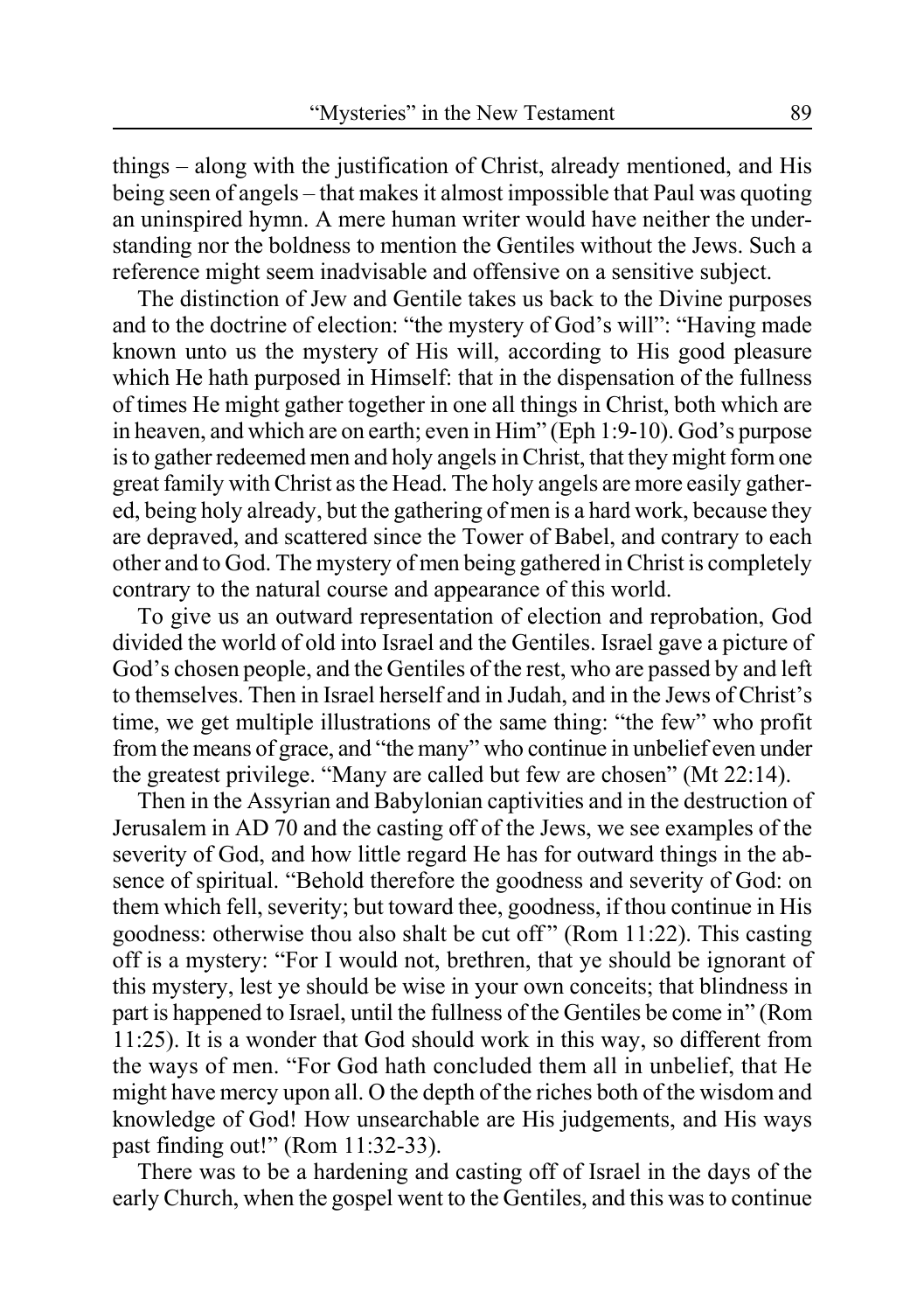things – along with the justification of Christ, already mentioned, and His being seen of angels – that makes it almost impossible that Paul was quoting an uninspired hymn. A mere human writer would have neither the understanding nor the boldness to mention the Gentiles without the Jews. Such a reference might seem inadvisable and offensive on a sensitive subject.

The distinction of Jew and Gentile takes us back to the Divine purposes and to the doctrine of election: "the mystery of God's will": "Having made known unto us the mystery of His will, according to His good pleasure which He hath purposed in Himself: that in the dispensation of the fullness of times He might gather together in one all things in Christ, both which are in heaven, and which are on earth; even in Him" (Eph 1:9-10). God's purpose is to gather redeemed men and holy angels in Christ, that they might form one great family with Christ as the Head. The holy angels are more easily gathered, being holy already, but the gathering of men is a hard work, because they are depraved, and scattered since the Tower of Babel, and contrary to each other and to God. The mystery of men being gathered in Christ is completely contrary to the natural course and appearance of this world.

To give us an outward representation of election and reprobation, God divided the world of old into Israel and the Gentiles. Israel gave a picture of God's chosen people, and the Gentiles of the rest, who are passed by and left to themselves. Then in Israel herself and in Judah, and in the Jews of Christ's time, we get multiple illustrations of the same thing: "the few" who profit from the means of grace, and "the many" who continue in unbelief even under the greatest privilege. "Many are called but few are chosen" (Mt 22:14).

Then in the Assyrian and Babylonian captivities and in the destruction of Jerusalem in AD 70 and the casting off of the Jews, we see examples of the severity of God, and how little regard He has for outward things in the absence of spiritual. "Behold therefore the goodness and severity of God: on them which fell, severity; but toward thee, goodness, if thou continue in His goodness: otherwise thou also shalt be cut off" (Rom 11:22). This casting off is a mystery: "For I would not, brethren, that ye should be ignorant of this mystery, lest ye should be wise in your own conceits; that blindness in part is happened to Israel, until the fullness of the Gentiles be come in" (Rom 11:25). It is a wonder that God should work in this way, so different from the ways of men. "For God hath concluded them all in unbelief, that He might have mercy upon all. O the depth of the riches both of the wisdom and knowledge of God! How unsearchable are His judgements, and His ways past finding out!" (Rom 11:32-33).

There was to be a hardening and casting off of Israel in the days of the early Church, when the gospel went to the Gentiles, and this was to continue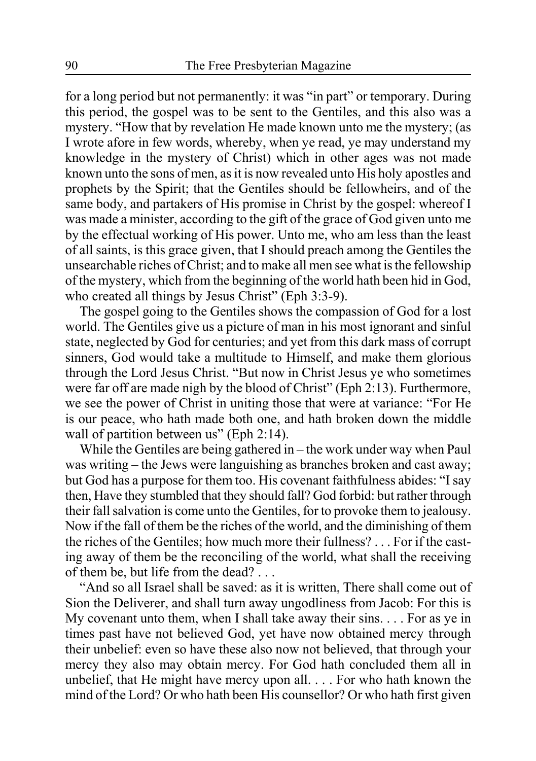for a long period but not permanently: it was "in part" or temporary. During this period, the gospel was to be sent to the Gentiles, and this also was a mystery. "How that by revelation He made known unto me the mystery; (as I wrote afore in few words, whereby, when ye read, ye may understand my knowledge in the mystery of Christ) which in other ages was not made known unto the sons of men, as it is now revealed unto His holy apostles and prophets by the Spirit; that the Gentiles should be fellowheirs, and of the same body, and partakers of His promise in Christ by the gospel: whereof I was made a minister, according to the gift of the grace of God given unto me by the effectual working of His power. Unto me, who am less than the least of all saints, is this grace given, that I should preach among the Gentiles the unsearchable riches of Christ; and to make all men see what is the fellowship of the mystery, which from the beginning of the world hath been hid in God, who created all things by Jesus Christ" (Eph 3:3-9).

The gospel going to the Gentiles shows the compassion of God for a lost world. The Gentiles give us a picture of man in his most ignorant and sinful state, neglected by God for centuries; and yet from this dark mass of corrupt sinners, God would take a multitude to Himself, and make them glorious through the Lord Jesus Christ. "But now in Christ Jesus ye who sometimes were far off are made nigh by the blood of Christ" (Eph 2:13). Furthermore, we see the power of Christ in uniting those that were at variance: "For He is our peace, who hath made both one, and hath broken down the middle wall of partition between us" (Eph 2:14).

While the Gentiles are being gathered in – the work under way when Paul was writing – the Jews were languishing as branches broken and cast away; but God has a purpose for them too. His covenant faithfulness abides: "I say then, Have they stumbled that they should fall? God forbid: but rather through their fall salvation is come unto the Gentiles, for to provoke them to jealousy. Now if the fall of them be the riches of the world, and the diminishing of them the riches of the Gentiles; how much more their fullness? . . . For if the casting away of them be the reconciling of the world, what shall the receiving of them be, but life from the dead? . . .

"And so all Israel shall be saved: as it is written, There shall come out of Sion the Deliverer, and shall turn away ungodliness from Jacob: For this is My covenant unto them, when I shall take away their sins. . . . For as ye in times past have not believed God, yet have now obtained mercy through their unbelief: even so have these also now not believed, that through your mercy they also may obtain mercy. For God hath concluded them all in unbelief, that He might have mercy upon all. . . . For who hath known the mind of the Lord? Or who hath been His counsellor? Or who hath first given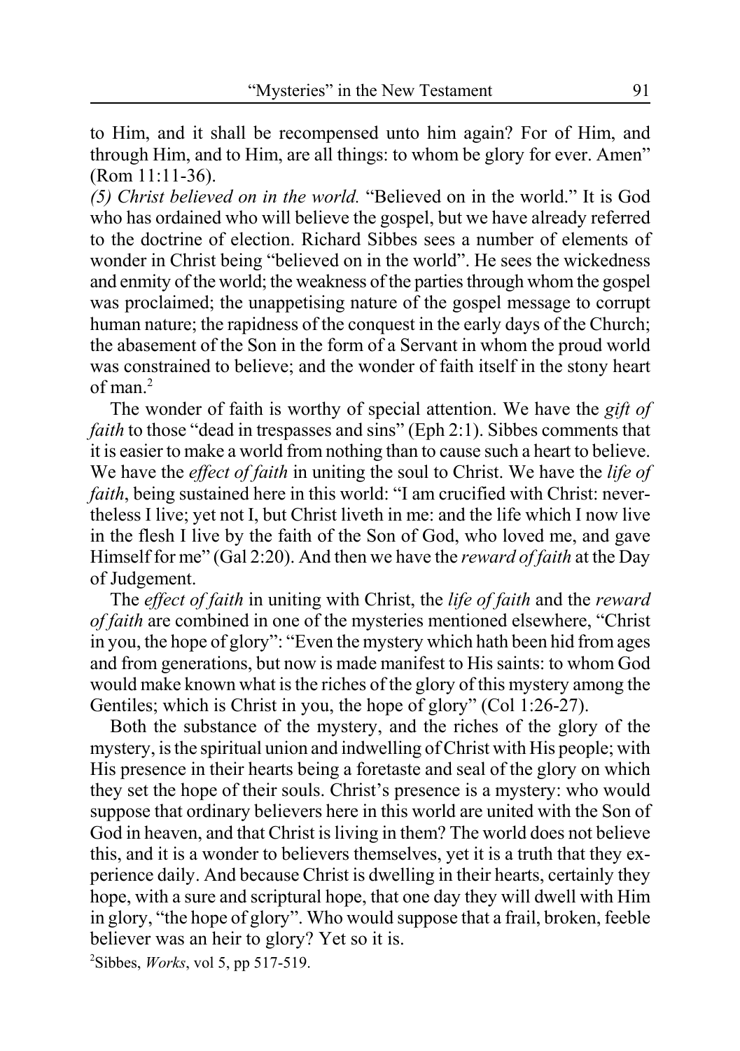to Him, and it shall be recompensed unto him again? For of Him, and through Him, and to Him, are all things: to whom be glory for ever. Amen" (Rom 11:11-36).

*(5) Christ believed on in the world.* "Believed on in the world." It is God who has ordained who will believe the gospel, but we have already referred to the doctrine of election. Richard Sibbes sees a number of elements of wonder in Christ being "believed on in the world". He sees the wickedness and enmity of the world; the weakness of the parties through whom the gospel was proclaimed; the unappetising nature of the gospel message to corrupt human nature; the rapidness of the conquest in the early days of the Church; the abasement of the Son in the form of a Servant in whom the proud world was constrained to believe; and the wonder of faith itself in the stony heart of man.[2]

The wonder of faith is worthy of special attention. We have the *gift of faith* to those "dead in trespasses and sins" (Eph 2:1). Sibbes comments that it is easier to make a world from nothing than to cause such a heart to believe. We have the *effect of faith* in uniting the soul to Christ. We have the *life of faith*, being sustained here in this world: "I am crucified with Christ: nevertheless I live; yet not I, but Christ liveth in me: and the life which I now live in the flesh I live by the faith of the Son of God, who loved me, and gave Himself for me" (Gal 2:20). And then we have the *reward of faith* at the Day of Judgement.

The *effect of faith* in uniting with Christ, the *life of faith* and the *reward of faith* are combined in one of the mysteries mentioned elsewhere, "Christ in you, the hope of glory": "Even the mystery which hath been hid from ages and from generations, but now is made manifest to His saints: to whom God would make known what is the riches of the glory of this mystery among the Gentiles; which is Christ in you, the hope of glory" (Col 1:26-27).

Both the substance of the mystery, and the riches of the glory of the mystery, is the spiritual union and indwelling of Christ with His people; with His presence in their hearts being a foretaste and seal of the glory on which they set the hope of their souls. Christ's presence is a mystery: who would suppose that ordinary believers here in this world are united with the Son of God in heaven, and that Christ is living in them? The world does not believe this, and it is a wonder to believers themselves, yet it is a truth that they experience daily. And because Christ is dwelling in their hearts, certainly they hope, with a sure and scriptural hope, that one day they will dwell with Him in glory, "the hope of glory". Who would suppose that a frail, broken, feeble believer was an heir to glory? Yet so it is.

[2] Sibbes, *Works*, vol 5, pp 517-519.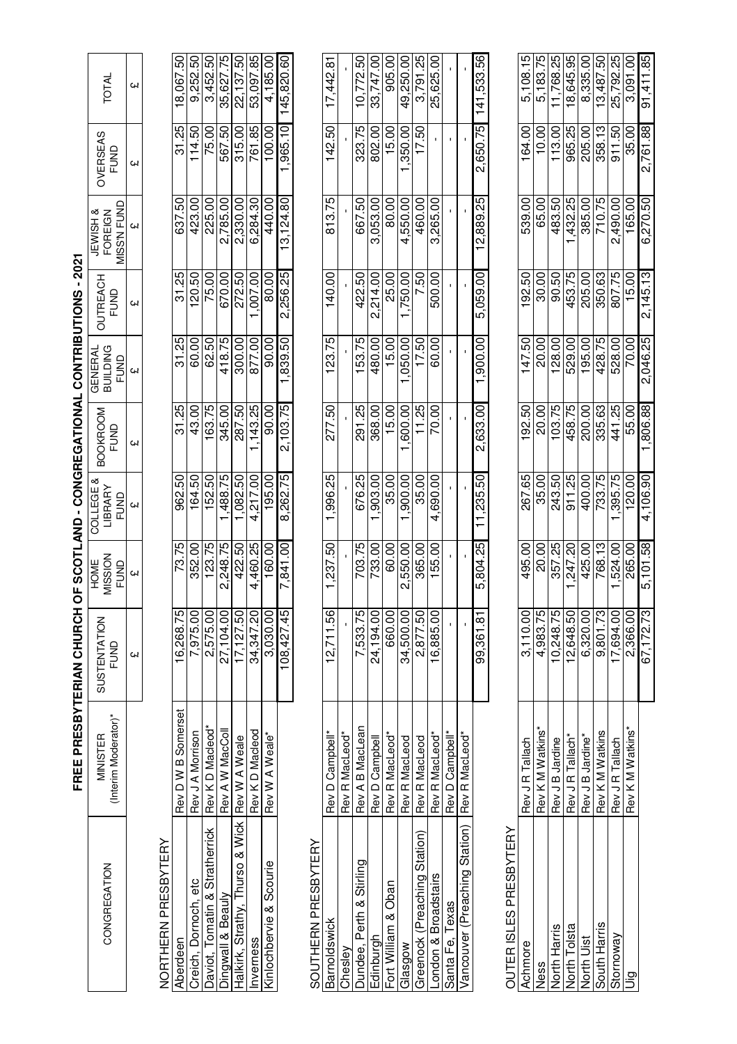# FREE PRESBYTERIAN CHURCH OF SCOTLAND - CONGREGATIONAL CONTRIBUTIONS - 2021

| CONGREGATION | MINISTER (Interim Moderator)* | SUSTENTATION FUND | HOME MISSION FUND | COLLEGE & LIBRARY FUND | BOOKROOM FUND | GENERAL BUILDING FUND | OUTREACH FUND | JEWISH & FOREIGN MISS'N FUND | OVERSEAS FUND | TOTAL |
|---|---|---|---|---|---|---|---|---|---|---|
| | | £ | £ | £ | £ | £ | £ | £ | £ | £ |
| **NORTHERN PRESBYTERY** | | | | | | | | | | |
| Aberdeen | Rev D W B Somerset | 16,268.75 | 73.75 | 962.50 | 31.25 | 31.25 | 31.25 | 637.50 | 31.25 | 18,067.50 |
| Creich, Dornoch, etc | Rev J A Morrison | 7,975.00 | 352.00 | 164.50 | 43.00 | 60.00 | 120.50 | 423.00 | 114.50 | 9,252.50 |
| Daviot, Tomatin & Stratherrick | Rev K D Macleod* | 2,575.00 | 123.75 | 152.50 | 163.75 | 62.50 | 75.00 | 225.00 | 75.00 | 3,452.50 |
| Dingwall & Beauly | Rev A W MacColl | 27,104.00 | 2,248.75 | 1,488.75 | 345.00 | 418.75 | 670.00 | 2,785.00 | 567.50 | 35,627.75 |
| Halkirk, Strathy, Thurso & Wick | Rev W A Weale | 17,127.50 | 422.50 | 1,082.50 | 287.50 | 300.00 | 272.50 | 2,330.00 | 315.00 | 22,137.50 |
| Inverness | Rev K D Macleod | 34,347.20 | 4,460.25 | 4,217.00 | 1,143.25 | 877.00 | 1,007.00 | 6,284.30 | 761.85 | 53,097.85 |
| Kinlochbervie & Scourie | Rev W A Weale* | 3,030.00 | 160.00 | 195.00 | 90.00 | 90.00 | 80.00 | 440.00 | 100.00 | 4,185.00 |
| | | 108,427.45 | 7,841.00 | 8,262.75 | 2,103.75 | 1,839.50 | 2,256.25 | 13,124.80 | 1,965.10 | 145,820.60 |
| **SOUTHERN PRESBYTERY** | | | | | | | | | | |
| Barnoldswick | Rev D Campbell* | 12,711.56 | 1,237.50 | 1,996.25 | 277.50 | 123.75 | 140.00 | 813.75 | 142.50 | 17,442.81 |
| Chesley | Rev R MacLeod* | - | - | - | - | - | - | - | - | - |
| Dundee, Perth & Stirling | Rev A B MacLean | 7,533.75 | 703.75 | 676.25 | 291.25 | 153.75 | 422.50 | 667.50 | 323.75 | 10,772.50 |
| Edinburgh | Rev D Campbell | 24,194.00 | 733.00 | 1,903.00 | 368.00 | 480.00 | 2,214.00 | 3,053.00 | 802.00 | 33,747.00 |
| Fort William & Oban | Rev R MacLeod* | 660.00 | 60.00 | 35.00 | 15.00 | 15.00 | 25.00 | 80.00 | 15.00 | 905.00 |
| Glasgow | Rev R MacLeod | 34,500.00 | 2,550.00 | 1,900.00 | 1,600.00 | 1,050.00 | 1,750.00 | 4,550.00 | 1,350.00 | 49,250.00 |
| Greenock (Preaching Station) | Rev R MacLeod | 2,877.50 | 365.00 | 35.00 | 11.25 | 17.50 | 7.50 | 460.00 | 17.50 | 3,791.25 |
| London & Broadstairs | Rev R MacLeod* | 16,885.00 | 155.00 | 4,690.00 | 70.00 | 60.00 | 500.00 | 3,265.00 | - | 25,625.00 |
| Santa Fe, Texas | Rev D Campbell* | - | - | - | - | - | - | - | - | - |
| Vancouver (Preaching Station) | Rev R MacLeod* | - | - | - | - | - | - | - | - | - |
| | | 99,361.81 | 5,804.25 | 11,235.50 | 2,633.00 | 1,900.00 | 5,059.00 | 12,889.25 | 2,650.75 | 141,533.56 |
| **OUTER ISLES PRESBYTERY** | | | | | | | | | | |
| Achmore | Rev J R Tallach | 3,110.00 | 495.00 | 267.65 | 192.50 | 147.50 | 192.50 | 539.00 | 164.00 | 5,108.15 |
| Ness | Rev K M Watkins* | 4,983.75 | 20.00 | 35.00 | 20.00 | 20.00 | 30.00 | 65.00 | 10.00 | 5,183.75 |
| North Harris | Rev J B Jardine | 10,248.75 | 357.25 | 243.50 | 103.75 | 128.00 | 90.50 | 483.50 | 113.00 | 11,768.25 |
| North Tolsta | Rev J R Tallach* | 12,648.50 | 1,247.20 | 911.25 | 458.75 | 529.00 | 453.75 | 1,432.25 | 965.25 | 18,645.95 |
| North Uist | Rev J B Jardine* | 6,320.00 | 425.00 | 400.00 | 200.00 | 195.00 | 205.00 | 385.00 | 205.00 | 8,335.00 |
| South Harris | Rev K M Watkins | 9,801.73 | 768.13 | 733.75 | 335.63 | 428.75 | 350.63 | 710.75 | 358.13 | 13,487.50 |
| Stornoway | Rev J R Tallach | 17,694.00 | 1,524.00 | 1,395.75 | 441.25 | 528.00 | 807.75 | 2,490.00 | 911.50 | 25,792.25 |
| Uig | Rev K M Watkins* | 2,366.00 | 265.00 | 120.00 | 55.00 | 70.00 | 15.00 | 165.00 | 35.00 | 3,091.00 |
| | | 67,172.73 | 5,101.58 | 4,106.90 | 1,806.88 | 2,046.25 | 2,145.13 | 6,270.50 | 2,761.88 | 91,411.85 |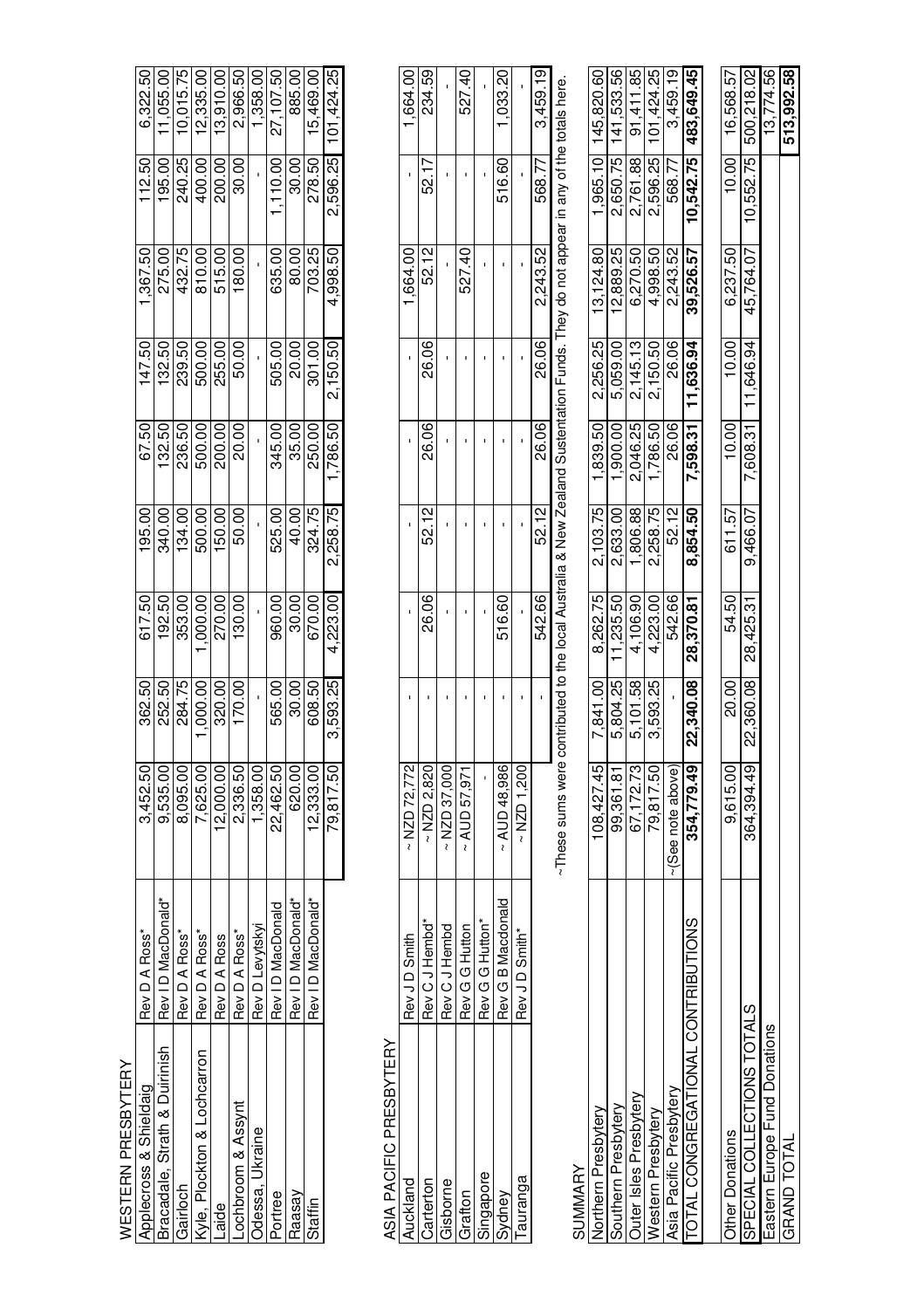## WESTERN PRESBYTERY

| Congregation | Minister | | | | | | | | | |
|---|---|---|---|---|---|---|---|---|---|---|
| Applecross & Shieldaig | Rev D A Ross* | 3,452.50 | 362.50 | 617.50 | 195.00 | 67.50 | 147.50 | 1,367.50 | 112.50 | 6,322.50 |
| Bracadale, Strath & Duirinish | Rev I D MacDonald* | 9,535.00 | 252.50 | 192.50 | 340.00 | 132.50 | 132.50 | 275.00 | 195.00 | 11,055.00 |
| Gairloch | Rev D A Ross* | 8,095.00 | 284.75 | 353.00 | 134.00 | 236.50 | 239.50 | 432.75 | 240.25 | 10,015.75 |
| Kyle, Plockton & Lochcarron | Rev D A Ross* | 7,625.00 | 1,000.00 | 1,000.00 | 500.00 | 500.00 | 500.00 | 810.00 | 400.00 | 12,335.00 |
| Laide | Rev D A Ross | 12,000.00 | 320.00 | 270.00 | 150.00 | 200.00 | 255.00 | 515.00 | 200.00 | 13,910.00 |
| Lochbroom & Assynt | Rev D A Ross* | 2,336.50 | 170.00 | 130.00 | 50.00 | 20.00 | 50.00 | 180.00 | 30.00 | 2,966.50 |
| Odessa, Ukraine | Rev D Levytskyi | 1,358.00 | - | - | - | - | - | - | - | 1,358.00 |
| Portree | Rev I D MacDonald | 22,462.50 | 565.00 | 960.00 | 525.00 | 345.00 | 505.00 | 635.00 | 1,110.00 | 27,107.50 |
| Raasay | Rev I D MacDonald* | 620.00 | 30.00 | 30.00 | 40.00 | 35.00 | 20.00 | 80.00 | 30.00 | 885.00 |
| Staffin | Rev I D MacDonald* | 12,333.00 | 608.50 | 670.00 | 324.75 | 250.00 | 301.00 | 703.25 | 278.50 | 15,469.00 |
| | | 79,817.50 | 3,593.25 | 4,223.00 | 2,258.75 | 1,786.50 | 2,150.50 | 4,998.50 | 2,596.25 | 101,424.25 |

## ASIA PACIFIC PRESBYTERY

| Congregation | Minister | | | | | | | | | |
|---|---|---|---|---|---|---|---|---|---|---|
| Auckland | Rev J D Smith | ~ NZD 72,772 | - | - | - | - | - | 1,664.00 | - | 1,664.00 |
| Carterton | Rev C J Hembd* | ~ NZD 2,820 | - | 26.06 | 52.12 | 26.06 | 26.06 | 52.12 | 52.17 | 234.59 |
| Gisborne | Rev C J Hembd | ~ NZD 37,000 | - | - | - | - | - | - | - | - |
| Grafton | Rev G G Hutton | ~ AUD 57,971 | - | - | - | - | - | 527.40 | - | 527.40 |
| Singapore | Rev G G Hutton* | - | - | - | - | - | - | - | - | - |
| Sydney | Rev G B Macdonald | ~ AUD 48,986 | - | 516.60 | - | - | - | - | 516.60 | 1,033.20 |
| Tauranga | Rev J D Smith* | ~ NZD 1,200 | - | - | - | - | - | - | - | - |
| | | | - | 542.66 | 52.12 | 26.06 | 26.06 | 2,243.52 | 568.77 | 3,459.19 |

~These sums were contributed to the local Australia & New Zealand Sustentation Funds. They do not appear in any of the totals here.

## SUMMARY

| | | | | | | | | | | |
|---|---|---|---|---|---|---|---|---|---|---|
| Northern Presbytery | | 108,427.45 | 7,841.00 | 8,262.75 | 2,103.75 | 1,839.50 | 2,256.25 | 13,124.80 | 1,965.10 | 145,820.60 |
| Southern Presbytery | | 99,361.81 | 5,804.25 | 11,235.50 | 2,633.00 | 1,900.00 | 5,059.00 | 12,889.25 | 2,650.75 | 141,533.56 |
| Outer Isles Presbytery | | 67,172.73 | 5,101.58 | 4,106.90 | 1,806.88 | 2,046.25 | 2,145.13 | 6,270.50 | 2,761.88 | 91,411.85 |
| Western Presbytery | | 79,817.50 | 3,593.25 | 4,223.00 | 2,258.75 | 1,786.50 | 2,150.50 | 4,998.50 | 2,596.25 | 101,424.25 |
| Asia Pacific Presbytery | | ~(See note above) | - | 542.66 | 52.12 | 26.06 | 26.06 | 2,243.52 | 568.77 | 3,459.19 |
| **TOTAL CONGREGATIONAL CONTRIBUTIONS** | | **354,779.49** | **22,340.08** | **28,370.81** | **8,854.50** | **7,598.31** | **11,636.94** | **39,526.57** | **10,542.75** | **483,649.45** |
| | | | | | | | | | | |
| Other Donations | | 9,615.00 | 20.00 | 54.50 | 611.57 | 10.00 | 10.00 | 6,237.50 | 10.00 | 16,568.57 |
| SPECIAL COLLECTIONS TOTALS | | 364,394.49 | 22,360.08 | 28,425.31 | 9,466.07 | 7,608.31 | 11,646.94 | 45,764.07 | 10,552.75 | 500,218.02 |
| Eastern Europe Fund Donations | | | | | | | | | | 13,774.56 |
| GRAND TOTAL | | | | | | | | | | **513,992.58** |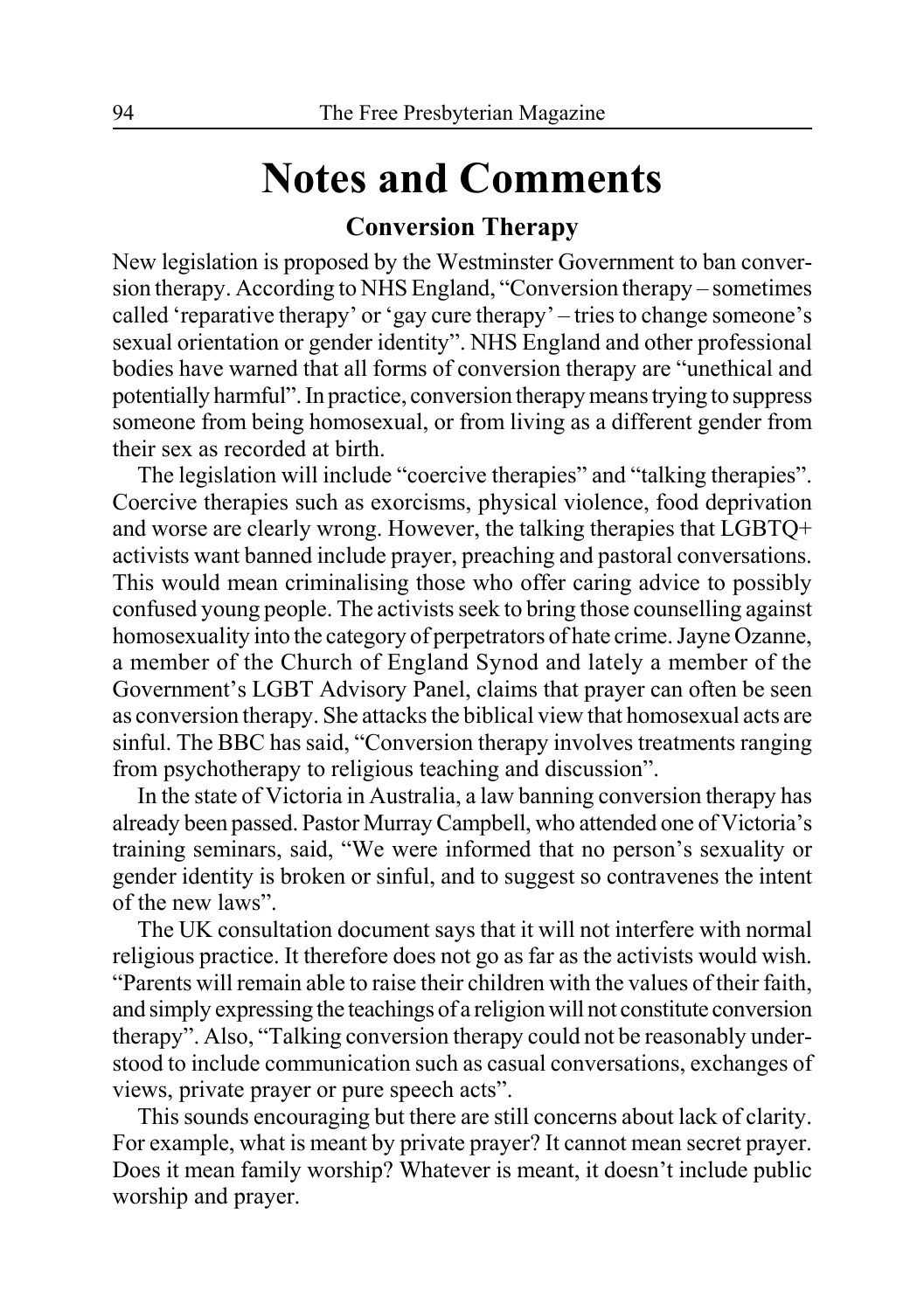# Notes and Comments

## Conversion Therapy

New legislation is proposed by the Westminster Government to ban conversion therapy. According to NHS England, "Conversion therapy – sometimes called 'reparative therapy' or 'gay cure therapy' – tries to change someone's sexual orientation or gender identity". NHS England and other professional bodies have warned that all forms of conversion therapy are "unethical and potentially harmful". In practice, conversion therapy means trying to suppress someone from being homosexual, or from living as a different gender from their sex as recorded at birth.

The legislation will include "coercive therapies" and "talking therapies". Coercive therapies such as exorcisms, physical violence, food deprivation and worse are clearly wrong. However, the talking therapies that LGBTQ+ activists want banned include prayer, preaching and pastoral conversations. This would mean criminalising those who offer caring advice to possibly confused young people. The activists seek to bring those counselling against homosexuality into the category of perpetrators of hate crime. Jayne Ozanne, a member of the Church of England Synod and lately a member of the Government's LGBT Advisory Panel, claims that prayer can often be seen as conversion therapy. She attacks the biblical view that homosexual acts are sinful. The BBC has said, "Conversion therapy involves treatments ranging from psychotherapy to religious teaching and discussion".

In the state of Victoria in Australia, a law banning conversion therapy has already been passed. Pastor Murray Campbell, who attended one of Victoria's training seminars, said, "We were informed that no person's sexuality or gender identity is broken or sinful, and to suggest so contravenes the intent of the new laws".

The UK consultation document says that it will not interfere with normal religious practice. It therefore does not go as far as the activists would wish. "Parents will remain able to raise their children with the values of their faith, and simply expressing the teachings of a religion will not constitute conversion therapy". Also, "Talking conversion therapy could not be reasonably understood to include communication such as casual conversations, exchanges of views, private prayer or pure speech acts".

This sounds encouraging but there are still concerns about lack of clarity. For example, what is meant by private prayer? It cannot mean secret prayer. Does it mean family worship? Whatever is meant, it doesn't include public worship and prayer.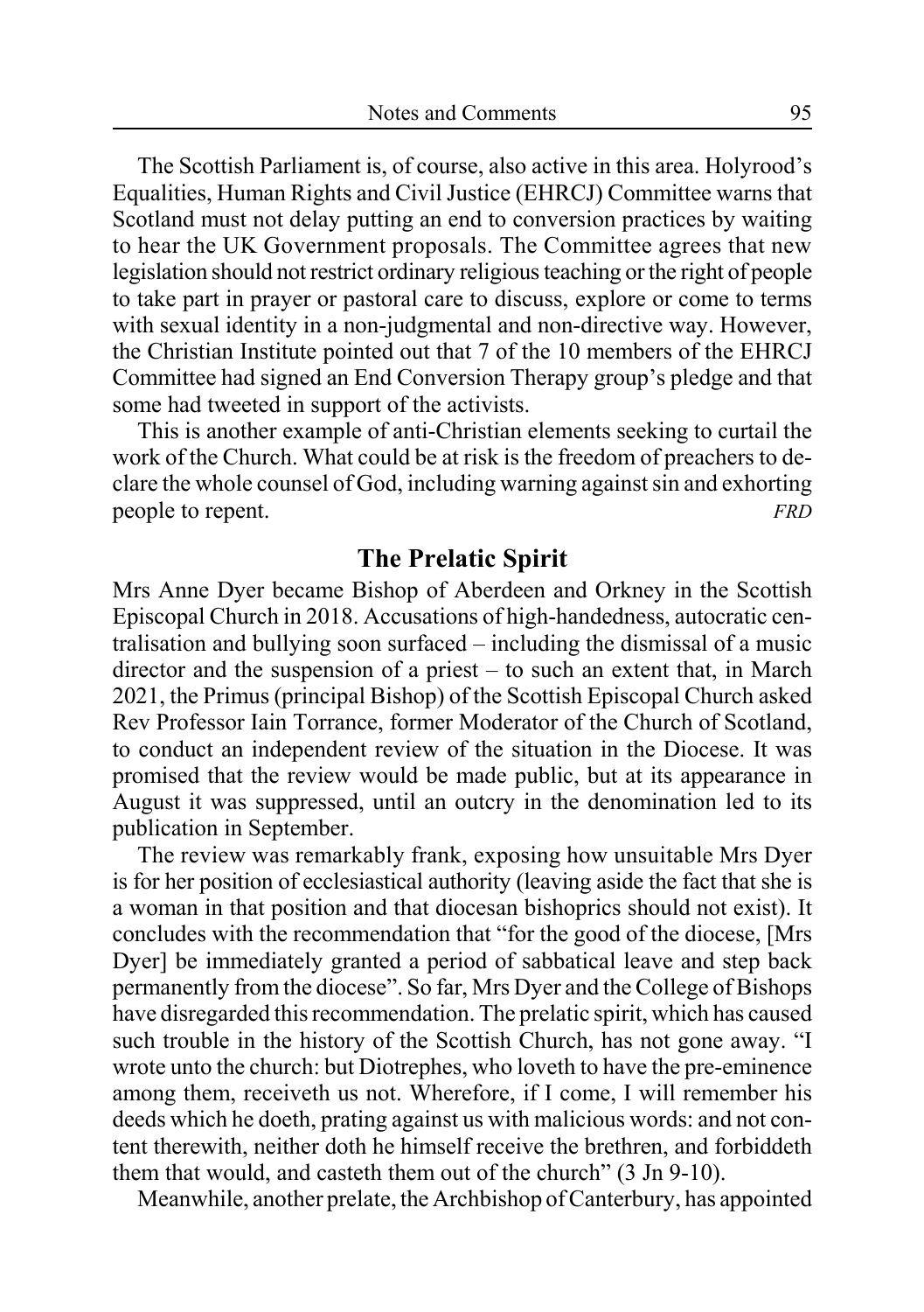The Scottish Parliament is, of course, also active in this area. Holyrood's Equalities, Human Rights and Civil Justice (EHRCJ) Committee warns that Scotland must not delay putting an end to conversion practices by waiting to hear the UK Government proposals. The Committee agrees that new legislation should not restrict ordinary religious teaching or the right of people to take part in prayer or pastoral care to discuss, explore or come to terms with sexual identity in a non-judgmental and non-directive way. However, the Christian Institute pointed out that 7 of the 10 members of the EHRCJ Committee had signed an End Conversion Therapy group's pledge and that some had tweeted in support of the activists.

This is another example of anti-Christian elements seeking to curtail the work of the Church. What could be at risk is the freedom of preachers to declare the whole counsel of God, including warning against sin and exhorting people to repent. *FRD*

## The Prelatic Spirit

Mrs Anne Dyer became Bishop of Aberdeen and Orkney in the Scottish Episcopal Church in 2018. Accusations of high-handedness, autocratic centralisation and bullying soon surfaced – including the dismissal of a music director and the suspension of a priest – to such an extent that, in March 2021, the Primus (principal Bishop) of the Scottish Episcopal Church asked Rev Professor Iain Torrance, former Moderator of the Church of Scotland, to conduct an independent review of the situation in the Diocese. It was promised that the review would be made public, but at its appearance in August it was suppressed, until an outcry in the denomination led to its publication in September.

The review was remarkably frank, exposing how unsuitable Mrs Dyer is for her position of ecclesiastical authority (leaving aside the fact that she is a woman in that position and that diocesan bishoprics should not exist). It concludes with the recommendation that "for the good of the diocese, [Mrs Dyer] be immediately granted a period of sabbatical leave and step back permanently from the diocese". So far, Mrs Dyer and the College of Bishops have disregarded this recommendation. The prelatic spirit, which has caused such trouble in the history of the Scottish Church, has not gone away. "I wrote unto the church: but Diotrephes, who loveth to have the pre-eminence among them, receiveth us not. Wherefore, if I come, I will remember his deeds which he doeth, prating against us with malicious words: and not content therewith, neither doth he himself receive the brethren, and forbiddeth them that would, and casteth them out of the church" (3 Jn 9-10).

Meanwhile, another prelate, the Archbishop of Canterbury, has appointed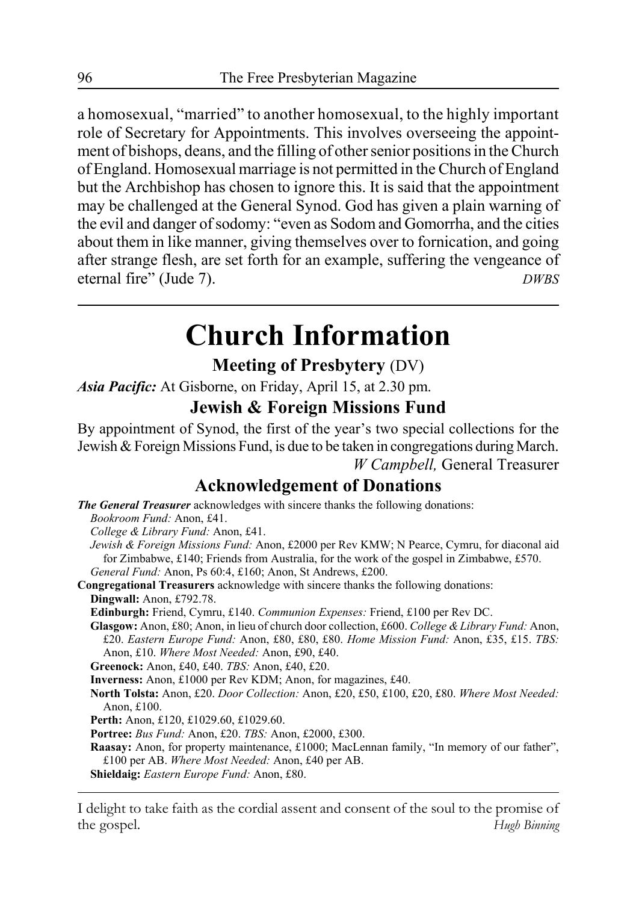a homosexual, "married" to another homosexual, to the highly important role of Secretary for Appointments. This involves overseeing the appointment of bishops, deans, and the filling of other senior positions in the Church of England. Homosexual marriage is not permitted in the Church of England but the Archbishop has chosen to ignore this. It is said that the appointment may be challenged at the General Synod. God has given a plain warning of the evil and danger of sodomy: "even as Sodom and Gomorrha, and the cities about them in like manner, giving themselves over to fornication, and going after strange flesh, are set forth for an example, suffering the vengeance of eternal fire" (Jude 7). *DWBS*

# Church Information

## Meeting of Presbytery (DV)

***Asia Pacific:*** At Gisborne, on Friday, April 15, at 2.30 pm.

## Jewish & Foreign Missions Fund

By appointment of Synod, the first of the year's two special collections for the Jewish & Foreign Missions Fund, is due to be taken in congregations during March.

*W Campbell,* General Treasurer

## Acknowledgement of Donations

***The General Treasurer*** acknowledges with sincere thanks the following donations:

*Bookroom Fund:* Anon, £41.

*College & Library Fund:* Anon, £41.

*Jewish & Foreign Missions Fund:* Anon, £2000 per Rev KMW; N Pearce, Cymru, for diaconal aid for Zimbabwe, £140; Friends from Australia, for the work of the gospel in Zimbabwe, £570.

*General Fund:* Anon, Ps 60:4, £160; Anon, St Andrews, £200.

**Congregational Treasurers** acknowledge with sincere thanks the following donations:

**Dingwall:** Anon, £792.78.

**Edinburgh:** Friend, Cymru, £140. *Communion Expenses:* Friend, £100 per Rev DC.

**Glasgow:** Anon, £80; Anon, in lieu of church door collection, £600. *College & Library Fund:* Anon, £20. *Eastern Europe Fund:* Anon, £80, £80, £80. *Home Mission Fund:* Anon, £35, £15. *TBS:* Anon, £10. *Where Most Needed:* Anon, £90, £40.

**Greenock:** Anon, £40, £40. *TBS:* Anon, £40, £20.

**Inverness:** Anon, £1000 per Rev KDM; Anon, for magazines, £40.

**North Tolsta:** Anon, £20. *Door Collection:* Anon, £20, £50, £100, £20, £80. *Where Most Needed:* Anon, £100.

**Perth:** Anon, £120, £1029.60, £1029.60.

**Portree:** *Bus Fund:* Anon, £20. *TBS:* Anon, £2000, £300.

**Raasay:** Anon, for property maintenance, £1000; MacLennan family, "In memory of our father", £100 per AB. *Where Most Needed:* Anon, £40 per AB.

**Shieldaig:** *Eastern Europe Fund:* Anon, £80.

---

I delight to take faith as the cordial assent and consent of the soul to the promise of the gospel. *Hugh Binning*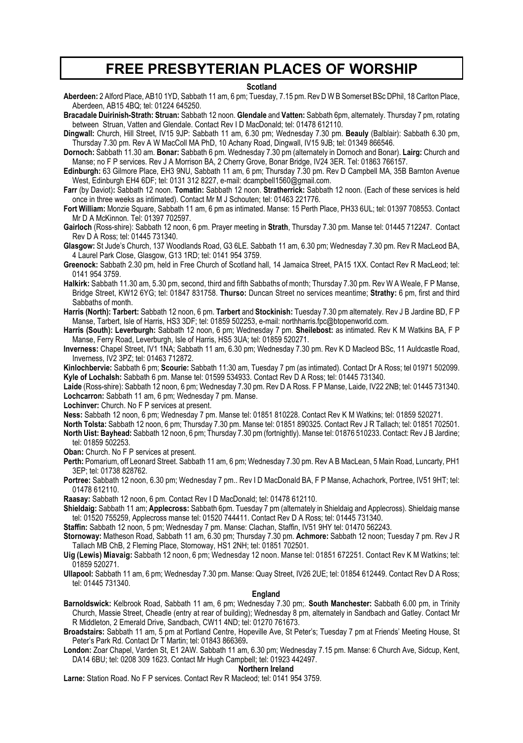# FREE PRESBYTERIAN PLACES OF WORSHIP

## Scotland

**Aberdeen:** 2 Alford Place, AB10 1YD, Sabbath 11 am, 6 pm; Tuesday, 7.15 pm. Rev D W B Somerset BSc DPhil, 18 Carlton Place, Aberdeen, AB15 4BQ; tel: 01224 645250.

**Bracadale Duirinish-Strath: Struan:** Sabbath 12 noon. **Glendale** and **Vatten:** Sabbath 6pm, alternately. Thursday 7 pm, rotating between Struan, Vatten and Glendale. Contact Rev I D MacDonald; tel: 01478 612110.

**Dingwall:** Church, Hill Street, IV15 9JP: Sabbath 11 am, 6.30 pm; Wednesday 7.30 pm. **Beauly** (Balblair): Sabbath 6.30 pm, Thursday 7.30 pm. Rev A W MacColl MA PhD, 10 Achany Road, Dingwall, IV15 9JB; tel: 01349 866546.

**Dornoch:** Sabbath 11.30 am. **Bonar:** Sabbath 6 pm. Wednesday 7.30 pm (alternately in Dornoch and Bonar). **Lairg:** Church and Manse; no F P services. Rev J A Morrison BA, 2 Cherry Grove, Bonar Bridge, IV24 3ER. Tel: 01863 766157.

**Edinburgh:** 63 Gilmore Place, EH3 9NU, Sabbath 11 am, 6 pm; Thursday 7.30 pm. Rev D Campbell MA, 35B Barnton Avenue West, Edinburgh EH4 6DF; tel: 0131 312 8227, e-mail: dcampbell1560@gmail.com.

**Farr** (by Daviot)**:** Sabbath 12 noon. **Tomatin:** Sabbath 12 noon. **Stratherrick:** Sabbath 12 noon. (Each of these services is held once in three weeks as intimated). Contact Mr M J Schouten; tel: 01463 221776.

**Fort William:** Monzie Square, Sabbath 11 am, 6 pm as intimated. Manse: 15 Perth Place, PH33 6UL; tel: 01397 708553. Contact Mr D A McKinnon. Tel: 01397 702597.

**Gairloch** (Ross-shire): Sabbath 12 noon, 6 pm. Prayer meeting in **Strath**, Thursday 7.30 pm. Manse tel: 01445 712247. Contact Rev D A Ross; tel: 01445 731340.

**Glasgow:** St Jude's Church, 137 Woodlands Road, G3 6LE. Sabbath 11 am, 6.30 pm; Wednesday 7.30 pm. Rev R MacLeod BA, 4 Laurel Park Close, Glasgow, G13 1RD; tel: 0141 954 3759.

**Greenock:** Sabbath 2.30 pm, held in Free Church of Scotland hall, 14 Jamaica Street, PA15 1XX. Contact Rev R MacLeod; tel: 0141 954 3759.

**Halkirk:** Sabbath 11.30 am, 5.30 pm, second, third and fifth Sabbaths of month; Thursday 7.30 pm. Rev W A Weale, F P Manse, Bridge Street, KW12 6YG; tel: 01847 831758. **Thurso:** Duncan Street no services meantime; **Strathy:** 6 pm, first and third Sabbaths of month.

**Harris (North): Tarbert:** Sabbath 12 noon, 6 pm. **Tarbert** and **Stockinish:** Tuesday 7.30 pm alternately. Rev J B Jardine BD, F P Manse, Tarbert, Isle of Harris, HS3 3DF; tel: 01859 502253, e-mail: northharris.fpc@btopenworld.com.

**Harris (South): Leverburgh:** Sabbath 12 noon, 6 pm; Wednesday 7 pm. **Sheilebost:** as intimated. Rev K M Watkins BA, F P Manse, Ferry Road, Leverburgh, Isle of Harris, HS5 3UA; tel: 01859 520271.

**Inverness:** Chapel Street, IV1 1NA; Sabbath 11 am, 6.30 pm; Wednesday 7.30 pm. Rev K D Macleod BSc, 11 Auldcastle Road, Inverness, IV2 3PZ; tel: 01463 712872.

**Kinlochbervie:** Sabbath 6 pm; **Scourie:** Sabbath 11:30 am, Tuesday 7 pm (as intimated). Contact Dr A Ross; tel 01971 502099.

**Kyle of Lochalsh:** Sabbath 6 pm. Manse tel: 01599 534933. Contact Rev D A Ross; tel: 01445 731340.

**Laide** (Ross-shire): Sabbath 12 noon, 6 pm; Wednesday 7.30 pm. Rev D A Ross. F P Manse, Laide, IV22 2NB; tel: 01445 731340.

**Lochcarron:** Sabbath 11 am, 6 pm; Wednesday 7 pm. Manse.

**Lochinver:** Church. No F P services at present.

**Ness:** Sabbath 12 noon, 6 pm; Wednesday 7 pm. Manse tel: 01851 810228. Contact Rev K M Watkins; tel: 01859 520271.

**North Tolsta:** Sabbath 12 noon, 6 pm; Thursday 7.30 pm. Manse tel: 01851 890325. Contact Rev J R Tallach; tel: 01851 702501.

**North Uist: Bayhead:** Sabbath 12 noon, 6 pm; Thursday 7.30 pm (fortnightly). Manse tel: 01876 510233. Contact: Rev J B Jardine; tel: 01859 502253.

**Oban:** Church. No F P services at present.

**Perth:** Pomarium, off Leonard Street. Sabbath 11 am, 6 pm; Wednesday 7.30 pm. Rev A B MacLean, 5 Main Road, Luncarty, PH1 3EP; tel: 01738 828762.

**Portree:** Sabbath 12 noon, 6.30 pm; Wednesday 7 pm.. Rev I D MacDonald BA, F P Manse, Achachork, Portree, IV51 9HT; tel: 01478 612110.

**Raasay:** Sabbath 12 noon, 6 pm. Contact Rev I D MacDonald; tel: 01478 612110.

**Shieldaig:** Sabbath 11 am; **Applecross:** Sabbath 6pm. Tuesday 7 pm (alternately in Shieldaig and Applecross). Shieldaig manse tel: 01520 755259, Applecross manse tel: 01520 744411. Contact Rev D A Ross; tel: 01445 731340.

**Staffin:** Sabbath 12 noon, 5 pm; Wednesday 7 pm. Manse: Clachan, Staffin, IV51 9HY tel: 01470 562243.

**Stornoway:** Matheson Road, Sabbath 11 am, 6.30 pm; Thursday 7.30 pm. **Achmore:** Sabbath 12 noon; Tuesday 7 pm. Rev J R Tallach MB ChB, 2 Fleming Place, Stornoway, HS1 2NH; tel: 01851 702501.

**Uig (Lewis) Miavaig:** Sabbath 12 noon, 6 pm; Wednesday 12 noon. Manse tel: 01851 672251. Contact Rev K M Watkins; tel: 01859 520271.

**Ullapool:** Sabbath 11 am, 6 pm; Wednesday 7.30 pm. Manse: Quay Street, IV26 2UE; tel: 01854 612449. Contact Rev D A Ross; tel: 01445 731340.

## England

**Barnoldswick:** Kelbrook Road, Sabbath 11 am, 6 pm; Wednesday 7.30 pm;. **South Manchester:** Sabbath 6.00 pm, in Trinity Church, Massie Street, Cheadle (entry at rear of building); Wednesday 8 pm, alternately in Sandbach and Gatley. Contact Mr R Middleton, 2 Emerald Drive, Sandbach, CW11 4ND; tel: 01270 761673.

**Broadstairs:** Sabbath 11 am, 5 pm at Portland Centre, Hopeville Ave, St Peter's; Tuesday 7 pm at Friends' Meeting House, St Peter's Park Rd. Contact Dr T Martin; tel: 01843 866369**.**

**London:** Zoar Chapel, Varden St, E1 2AW. Sabbath 11 am, 6.30 pm; Wednesday 7.15 pm. Manse: 6 Church Ave, Sidcup, Kent, DA14 6BU; tel: 0208 309 1623. Contact Mr Hugh Campbell; tel: 01923 442497.

## Northern Ireland

**Larne:** Station Road. No F P services. Contact Rev R Macleod; tel: 0141 954 3759.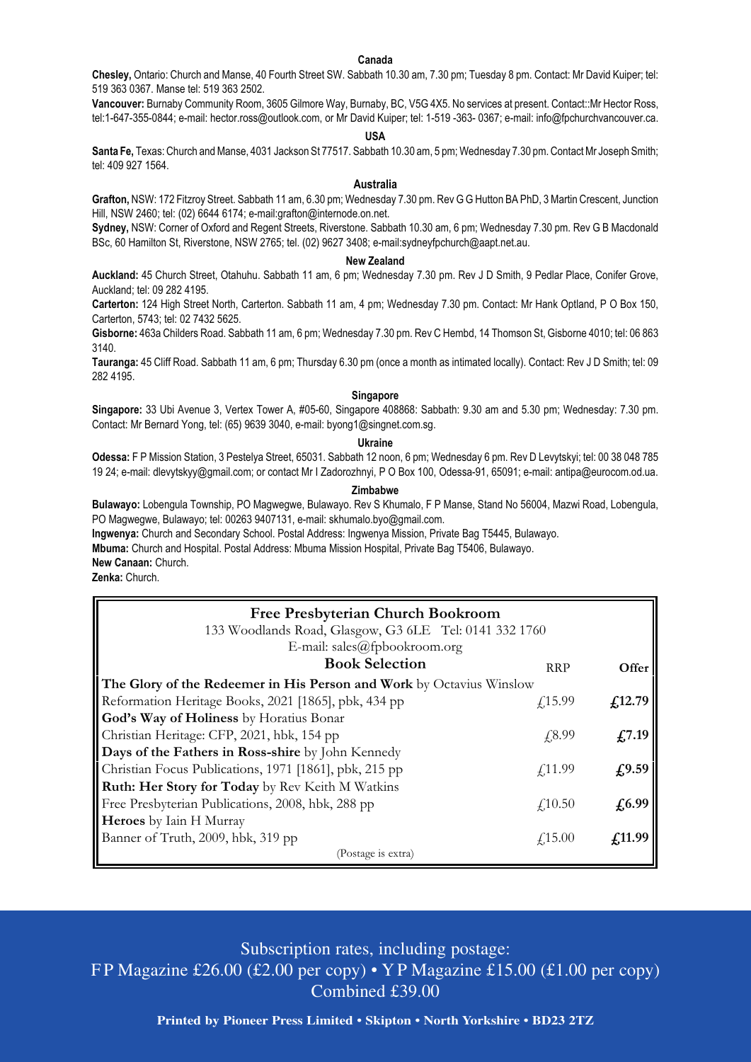### Canada

**Chesley,** Ontario: Church and Manse, 40 Fourth Street SW. Sabbath 10.30 am, 7.30 pm; Tuesday 8 pm. Contact: Mr David Kuiper; tel: 519 363 0367. Manse tel: 519 363 2502.

**Vancouver:** Burnaby Community Room, 3605 Gilmore Way, Burnaby, BC, V5G 4X5. No services at present. Contact::Mr Hector Ross, tel:1-647-355-0844; e-mail: hector.ross@outlook.com, or Mr David Kuiper; tel: 1-519 -363- 0367; e-mail: info@fpchurchvancouver.ca.

### USA

**Santa Fe,** Texas: Church and Manse, 4031 Jackson St 77517. Sabbath 10.30 am, 5 pm; Wednesday 7.30 pm. Contact Mr Joseph Smith; tel: 409 927 1564.

### Australia

**Grafton,** NSW: 172 Fitzroy Street. Sabbath 11 am, 6.30 pm; Wednesday 7.30 pm. Rev G G Hutton BA PhD, 3 Martin Crescent, Junction Hill, NSW 2460; tel: (02) 6644 6174; e-mail:grafton@internode.on.net.

**Sydney,** NSW: Corner of Oxford and Regent Streets, Riverstone. Sabbath 10.30 am, 6 pm; Wednesday 7.30 pm. Rev G B Macdonald BSc, 60 Hamilton St, Riverstone, NSW 2765; tel. (02) 9627 3408; e-mail:sydneyfpchurch@aapt.net.au.

### New Zealand

**Auckland:** 45 Church Street, Otahuhu. Sabbath 11 am, 6 pm; Wednesday 7.30 pm. Rev J D Smith, 9 Pedlar Place, Conifer Grove, Auckland; tel: 09 282 4195.

**Carterton:** 124 High Street North, Carterton. Sabbath 11 am, 4 pm; Wednesday 7.30 pm. Contact: Mr Hank Optland, P O Box 150, Carterton, 5743; tel: 02 7432 5625.

**Gisborne:** 463a Childers Road. Sabbath 11 am, 6 pm; Wednesday 7.30 pm. Rev C Hembd, 14 Thomson St, Gisborne 4010; tel: 06 863 3140.

**Tauranga:** 45 Cliff Road. Sabbath 11 am, 6 pm; Thursday 6.30 pm (once a month as intimated locally). Contact: Rev J D Smith; tel: 09 282 4195.

### Singapore

**Singapore:** 33 Ubi Avenue 3, Vertex Tower A, #05-60, Singapore 408868: Sabbath: 9.30 am and 5.30 pm; Wednesday: 7.30 pm. Contact: Mr Bernard Yong, tel: (65) 9639 3040, e-mail: byong1@singnet.com.sg.

### Ukraine

**Odessa:** F P Mission Station, 3 Pestelya Street, 65031. Sabbath 12 noon, 6 pm; Wednesday 6 pm. Rev D Levytskyi; tel: 00 38 048 785 19 24; e-mail: dlevytskyy@gmail.com; or contact Mr I Zadorozhnyi, P O Box 100, Odessa-91, 65091; e-mail: antipa@eurocom.od.ua.

### Zimbabwe

**Bulawayo:** Lobengula Township, PO Magwegwe, Bulawayo. Rev S Khumalo, F P Manse, Stand No 56004, Mazwi Road, Lobengula, PO Magwegwe, Bulawayo; tel: 00263 9407131, e-mail: skhumalo.byo@gmail.com.

**Ingwenya:** Church and Secondary School. Postal Address: Ingwenya Mission, Private Bag T5445, Bulawayo.

**Mbuma:** Church and Hospital. Postal Address: Mbuma Mission Hospital, Private Bag T5406, Bulawayo.

**New Canaan:** Church.

**Zenka:** Church.

## Free Presbyterian Church Bookroom

133 Woodlands Road, Glasgow, G3 6LE Tel: 0141 332 1760

E-mail: sales@fpbookroom.org

| Book Selection | RRP | Offer |
|---|---|---|
| **The Glory of the Redeemer in His Person and Work** by Octavius Winslow | | |
| Reformation Heritage Books, 2021 [1865], pbk, 434 pp | £15.99 | **£12.79** |
| **God's Way of Holiness** by Horatius Bonar | | |
| Christian Heritage: CFP, 2021, hbk, 154 pp | £8.99 | **£7.19** |
| **Days of the Fathers in Ross-shire** by John Kennedy | | |
| Christian Focus Publications, 1971 [1861], pbk, 215 pp | £11.99 | **£9.59** |
| **Ruth: Her Story for Today** by Rev Keith M Watkins | | |
| Free Presbyterian Publications, 2008, hbk, 288 pp | £10.50 | **£6.99** |
| **Heroes** by Iain H Murray | | |
| Banner of Truth, 2009, hbk, 319 pp | £15.00 | **£11.99** |

(Postage is extra)

Subscription rates, including postage:
FP Magazine £26.00 (£2.00 per copy) • Y P Magazine £15.00 (£1.00 per copy)
Combined £39.00

**Printed by Pioneer Press Limited • Skipton • North Yorkshire • BD23 2TZ**